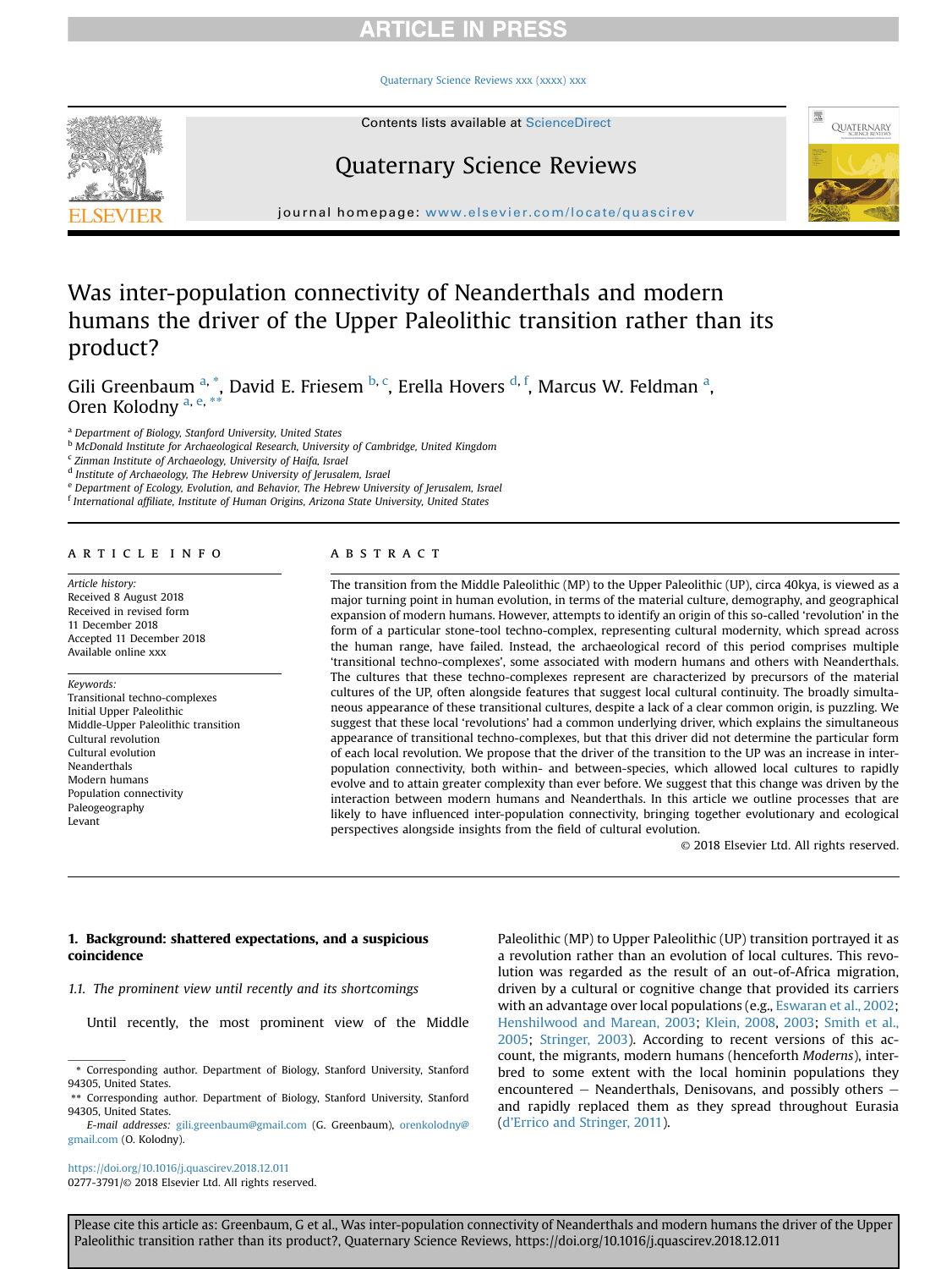# Was inter-population connectivity of Neanderthals and modern humans the driver of the Upper Paleolithic transition rather than its product?

Gili Greenbaum [a, *], David E. Friesem [b, c], Erella Hovers [d, f], Marcus W. Feldman [a], Oren Kolodny [a, e, **]

[a] Department of Biology, Stanford University, United States
[b] McDonald Institute for Archaeological Research, University of Cambridge, United Kingdom
[c] Zinman Institute of Archaeology, University of Haifa, Israel
[d] Institute of Archaeology, The Hebrew University of Jerusalem, Israel
[e] Department of Ecology, Evolution, and Behavior, The Hebrew University of Jerusalem, Israel
[f] International affiliate, Institute of Human Origins, Arizona State University, United States

## ARTICLE INFO

*Article history:*
Received 8 August 2018
Received in revised form
11 December 2018
Accepted 11 December 2018
Available online xxx

*Keywords:*
Transitional techno-complexes
Initial Upper Paleolithic
Middle-Upper Paleolithic transition
Cultural revolution
Cultural evolution
Neanderthals
Modern humans
Population connectivity
Paleogeography
Levant

## ABSTRACT

The transition from the Middle Paleolithic (MP) to the Upper Paleolithic (UP), circa 40kya, is viewed as a major turning point in human evolution, in terms of the material culture, demography, and geographical expansion of modern humans. However, attempts to identify an origin of this so-called 'revolution' in the form of a particular stone-tool techno-complex, representing cultural modernity, which spread across the human range, have failed. Instead, the archaeological record of this period comprises multiple 'transitional techno-complexes', some associated with modern humans and others with Neanderthals. The cultures that these techno-complexes represent are characterized by precursors of the material cultures of the UP, often alongside features that suggest local cultural continuity. The broadly simultaneous appearance of these transitional cultures, despite a lack of a clear common origin, is puzzling. We suggest that these local 'revolutions' had a common underlying driver, which explains the simultaneous appearance of transitional techno-complexes, but that this driver did not determine the particular form of each local revolution. We propose that the driver of the transition to the UP was an increase in inter-population connectivity, both within- and between-species, which allowed local cultures to rapidly evolve and to attain greater complexity than ever before. We suggest that this change was driven by the interaction between modern humans and Neanderthals. In this article we outline processes that are likely to have influenced inter-population connectivity, bringing together evolutionary and ecological perspectives alongside insights from the field of cultural evolution.

© 2018 Elsevier Ltd. All rights reserved.

## 1. Background: shattered expectations, and a suspicious coincidence

### 1.1. The prominent view until recently and its shortcomings

Until recently, the most prominent view of the Middle Paleolithic (MP) to Upper Paleolithic (UP) transition portrayed it as a revolution rather than an evolution of local cultures. This revolution was regarded as the result of an out-of-Africa migration, driven by a cultural or cognitive change that provided its carriers with an advantage over local populations (e.g., Eswaran et al., 2002; Henshilwood and Marean, 2003; Klein, 2008, 2003; Smith et al., 2005; Stringer, 2003). According to recent versions of this account, the migrants, modern humans (henceforth *Moderns*), interbred to some extent with the local hominin populations they encountered — Neanderthals, Denisovans, and possibly others — and rapidly replaced them as they spread throughout Eurasia (d'Errico and Stringer, 2011).

\* Corresponding author. Department of Biology, Stanford University, Stanford 94305, United States.
\*\* Corresponding author. Department of Biology, Stanford University, Stanford 94305, United States.
*E-mail addresses:* gili.greenbaum@gmail.com (G. Greenbaum), orenkolodny@gmail.com (O. Kolodny).

https://doi.org/10.1016/j.quascirev.2018.12.011
0277-3791/© 2018 Elsevier Ltd. All rights reserved.

Please cite this article as: Greenbaum, G et al., Was inter-population connectivity of Neanderthals and modern humans the driver of the Upper Paleolithic transition rather than its product?, Quaternary Science Reviews, https://doi.org/10.1016/j.quascirev.2018.12.011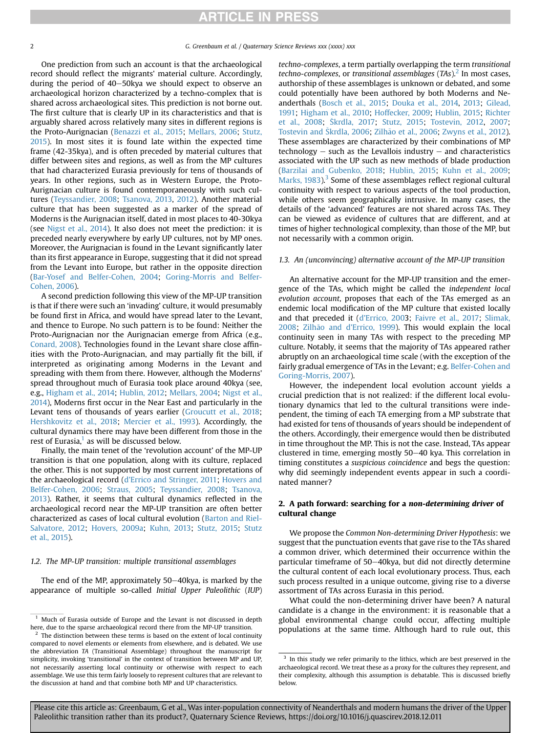One prediction from such an account is that the archaeological record should reflect the migrants' material culture. Accordingly, during the period of 40–50kya we should expect to observe an archaeological horizon characterized by a techno-complex that is shared across archaeological sites. This prediction is not borne out. The first culture that is clearly UP in its characteristics and that is arguably shared across relatively many sites in different regions is the Proto-Aurignacian (Benazzi et al., 2015; Mellars, 2006; Stutz, 2015). In most sites it is found late within the expected time frame (42-35kya), and is often preceded by material cultures that differ between sites and regions, as well as from the MP cultures that had characterized Eurasia previously for tens of thousands of years. In other regions, such as in Western Europe, the Proto-Aurignacian culture is found contemporaneously with such cultures (Teyssandier, 2008; Tsanova, 2013, 2012). Another material culture that has been suggested as a marker of the spread of Moderns is the Aurignacian itself, dated in most places to 40-30kya (see Nigst et al., 2014). It also does not meet the prediction: it is preceded nearly everywhere by early UP cultures, not by MP ones. Moreover, the Aurignacian is found in the Levant significantly later than its first appearance in Europe, suggesting that it did not spread from the Levant into Europe, but rather in the opposite direction (Bar-Yosef and Belfer-Cohen, 2004; Goring-Morris and Belfer-Cohen, 2006).

A second prediction following this view of the MP-UP transition is that if there were such an 'invading' culture, it would presumably be found first in Africa, and would have spread later to the Levant, and thence to Europe. No such pattern is to be found: Neither the Proto-Aurignacian nor the Aurignacian emerge from Africa (e.g., Conard, 2008). Technologies found in the Levant share close affinities with the Proto-Aurignacian, and may partially fit the bill, if interpreted as originating among Moderns in the Levant and spreading with them from there. However, although the Moderns' spread throughout much of Eurasia took place around 40kya (see, e.g., Higham et al., 2014; Hublin, 2012; Mellars, 2004; Nigst et al., 2014), Moderns first occur in the Near East and particularly in the Levant tens of thousands of years earlier (Groucutt et al., 2018; Hershkovitz et al., 2018; Mercier et al., 1993). Accordingly, the cultural dynamics there may have been different from those in the rest of Eurasia,[1] as will be discussed below.

Finally, the main tenet of the 'revolution account' of the MP-UP transition is that one population, along with its culture, replaced the other. This is not supported by most current interpretations of the archaeological record (d'Errico and Stringer, 2011; Hovers and Belfer-Cohen, 2006; Straus, 2005; Teyssandier, 2008; Tsanova, 2013). Rather, it seems that cultural dynamics reflected in the archaeological record near the MP-UP transition are often better characterized as cases of local cultural evolution (Barton and Riel-Salvatore, 2012; Hovers, 2009a; Kuhn, 2013; Stutz, 2015; Stutz et al., 2015).

### 1.2. The MP-UP transition: multiple transitional assemblages

The end of the MP, approximately 50–40kya, is marked by the appearance of multiple so-called *Initial Upper Paleolithic* (*IUP*) *techno-complexes*, a term partially overlapping the term *transitional techno-complexes*, or *transitional assemblages* (*TAs*).[2] In most cases, authorship of these assemblages is unknown or debated, and some could potentially have been authored by both Moderns and Neanderthals (Bosch et al., 2015; Douka et al., 2014, 2013; Gilead, 1991; Higham et al., 2010; Hoffecker, 2009; Hublin, 2015; Richter et al., 2008; Škrdla, 2017; Stutz, 2015; Tostevin, 2012, 2007; Tostevin and Škrdla, 2006; Zilhão et al., 2006; Zwyns et al., 2012). These assemblages are characterized by their combinations of MP technology – such as the Levallois industry – and characteristics associated with the UP such as new methods of blade production (Barzilai and Gubenko, 2018; Hublin, 2015; Kuhn et al., 2009; Marks, 1983).[3] Some of these assemblages reflect regional cultural continuity with respect to various aspects of the tool production, while others seem geographically intrusive. In many cases, the details of the 'advanced' features are not shared across TAs. They can be viewed as evidence of cultures that are different, and at times of higher technological complexity, than those of the MP, but not necessarily with a common origin.

### 1.3. An (unconvincing) alternative account of the MP-UP transition

An alternative account for the MP-UP transition and the emergence of the TAs, which might be called the *independent local evolution account*, proposes that each of the TAs emerged as an endemic local modification of the MP culture that existed locally and that preceded it (d'Errico, 2003; Faivre et al., 2017; Slimak, 2008; Zilhão and d'Errico, 1999). This would explain the local continuity seen in many TAs with respect to the preceding MP culture. Notably, it seems that the majority of TAs appeared rather abruptly on an archaeological time scale (with the exception of the fairly gradual emergence of TAs in the Levant; e.g. Belfer-Cohen and Goring-Morris, 2007).

However, the independent local evolution account yields a crucial prediction that is not realized: if the different local evolutionary dynamics that led to the cultural transitions were independent, the timing of each TA emerging from a MP substrate that had existed for tens of thousands of years should be independent of the others. Accordingly, their emergence would then be distributed in time throughout the MP. This is not the case. Instead, TAs appear clustered in time, emerging mostly 50–40 kya. This correlation in timing constitutes a *suspicious coincidence* and begs the question: why did seemingly independent events appear in such a coordinated manner?

## 2. A path forward: searching for a *non-determining driver* of cultural change

We propose the *Common Non-determining Driver Hypothesis*: we suggest that the punctuation events that gave rise to the TAs shared a common driver, which determined their occurrence within the particular timeframe of 50–40kya, but did not directly determine the cultural content of each local evolutionary process. Thus, each such process resulted in a unique outcome, giving rise to a diverse assortment of TAs across Eurasia in this period.

What could the non-determining driver have been? A natural candidate is a change in the environment: it is reasonable that a global environmental change could occur, affecting multiple populations at the same time. Although hard to rule out, this

[1] Much of Eurasia outside of Europe and the Levant is not discussed in depth here, due to the sparse archaeological record there from the MP-UP transition.

[2] The distinction between these terms is based on the extent of local continuity compared to novel elements or elements from elsewhere, and is debated. We use the abbreviation *TA* (Transitional Assemblage) throughout the manuscript for simplicity, invoking 'transitional' in the context of transition between MP and UP, not necessarily asserting local continuity or otherwise with respect to each assemblage. We use this term fairly loosely to represent cultures that are relevant to the discussion at hand and that combine both MP and UP characteristics.

[3] In this study we refer primarily to the lithics, which are best preserved in the archaeological record. We treat these as a proxy for the cultures they represent, and their complexity, although this assumption is debatable. This is discussed briefly below.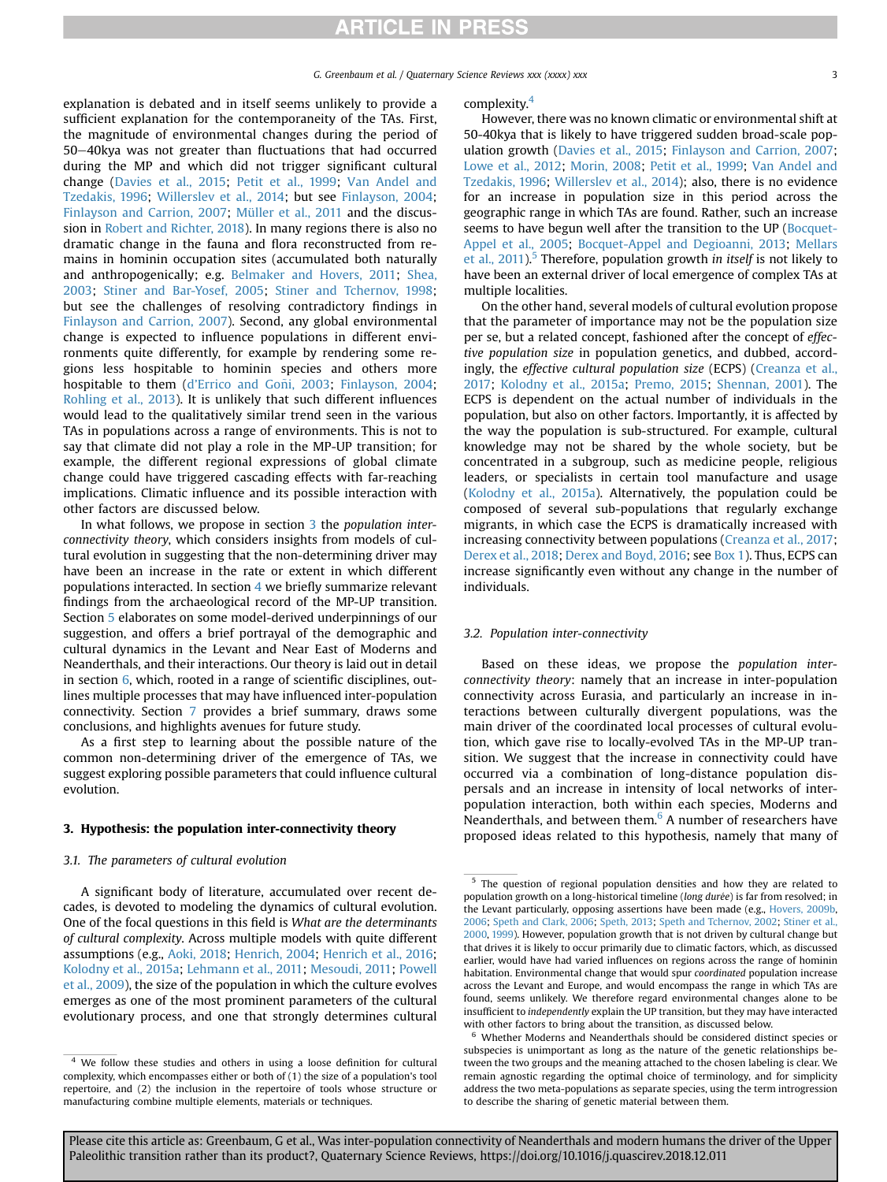explanation is debated and in itself seems unlikely to provide a sufficient explanation for the contemporaneity of the TAs. First, the magnitude of environmental changes during the period of 50–40kya was not greater than fluctuations that had occurred during the MP and which did not trigger significant cultural change (Davies et al., 2015; Petit et al., 1999; Van Andel and Tzedakis, 1996; Willerslev et al., 2014; but see Finlayson, 2004; Finlayson and Carrion, 2007; Müller et al., 2011 and the discussion in Robert and Richter, 2018). In many regions there is also no dramatic change in the fauna and flora reconstructed from remains in hominin occupation sites (accumulated both naturally and anthropogenically; e.g. Belmaker and Hovers, 2011; Shea, 2003; Stiner and Bar-Yosef, 2005; Stiner and Tchernov, 1998; but see the challenges of resolving contradictory findings in Finlayson and Carrion, 2007). Second, any global environmental change is expected to influence populations in different environments quite differently, for example by rendering some regions less hospitable to hominin species and others more hospitable to them (d'Errico and Goñi, 2003; Finlayson, 2004; Rohling et al., 2013). It is unlikely that such different influences would lead to the qualitatively similar trend seen in the various TAs in populations across a range of environments. This is not to say that climate did not play a role in the MP-UP transition; for example, the different regional expressions of global climate change could have triggered cascading effects with far-reaching implications. Climatic influence and its possible interaction with other factors are discussed below.

In what follows, we propose in section 3 the *population inter-connectivity theory*, which considers insights from models of cultural evolution in suggesting that the non-determining driver may have been an increase in the rate or extent in which different populations interacted. In section 4 we briefly summarize relevant findings from the archaeological record of the MP-UP transition. Section 5 elaborates on some model-derived underpinnings of our suggestion, and offers a brief portrayal of the demographic and cultural dynamics in the Levant and Near East of Moderns and Neanderthals, and their interactions. Our theory is laid out in detail in section 6, which, rooted in a range of scientific disciplines, outlines multiple processes that may have influenced inter-population connectivity. Section 7 provides a brief summary, draws some conclusions, and highlights avenues for future study.

As a first step to learning about the possible nature of the common non-determining driver of the emergence of TAs, we suggest exploring possible parameters that could influence cultural evolution.

## 3. Hypothesis: the population inter-connectivity theory

### 3.1. The parameters of cultural evolution

A significant body of literature, accumulated over recent decades, is devoted to modeling the dynamics of cultural evolution. One of the focal questions in this field is *What are the determinants of cultural complexity*. Across multiple models with quite different assumptions (e.g., Aoki, 2018; Henrich, 2004; Henrich et al., 2016; Kolodny et al., 2015a; Lehmann et al., 2011; Mesoudi, 2011; Powell et al., 2009), the size of the population in which the culture evolves emerges as one of the most prominent parameters of the cultural evolutionary process, and one that strongly determines cultural complexity.[4]

However, there was no known climatic or environmental shift at 50-40kya that is likely to have triggered sudden broad-scale population growth (Davies et al., 2015; Finlayson and Carrion, 2007; Lowe et al., 2012; Morin, 2008; Petit et al., 1999; Van Andel and Tzedakis, 1996; Willerslev et al., 2014); also, there is no evidence for an increase in population size in this period across the geographic range in which TAs are found. Rather, such an increase seems to have begun well after the transition to the UP (Bocquet-Appel et al., 2005; Bocquet-Appel and Degioanni, 2013; Mellars et al., 2011).[5] Therefore, population growth *in itself* is not likely to have been an external driver of local emergence of complex TAs at multiple localities.

On the other hand, several models of cultural evolution propose that the parameter of importance may not be the population size per se, but a related concept, fashioned after the concept of *effective population size* in population genetics, and dubbed, accordingly, the *effective cultural population size* (ECPS) (Creanza et al., 2017; Kolodny et al., 2015a; Premo, 2015; Shennan, 2001). The ECPS is dependent on the actual number of individuals in the population, but also on other factors. Importantly, it is affected by the way the population is sub-structured. For example, cultural knowledge may not be shared by the whole society, but be concentrated in a subgroup, such as medicine people, religious leaders, or specialists in certain tool manufacture and usage (Kolodny et al., 2015a). Alternatively, the population could be composed of several sub-populations that regularly exchange migrants, in which case the ECPS is dramatically increased with increasing connectivity between populations (Creanza et al., 2017; Derex et al., 2018; Derex and Boyd, 2016; see Box 1). Thus, ECPS can increase significantly even without any change in the number of individuals.

### 3.2. Population inter-connectivity

Based on these ideas, we propose the *population inter-connectivity theory*: namely that an increase in inter-population connectivity across Eurasia, and particularly an increase in interactions between culturally divergent populations, was the main driver of the coordinated local processes of cultural evolution, which gave rise to locally-evolved TAs in the MP-UP transition. We suggest that the increase in connectivity could have occurred via a combination of long-distance population dispersals and an increase in intensity of local networks of inter-population interaction, both within each species, Moderns and Neanderthals, and between them.[6] A number of researchers have proposed ideas related to this hypothesis, namely that many of

[4] We follow these studies and others in using a loose definition for cultural complexity, which encompasses either or both of (1) the size of a population's tool repertoire, and (2) the inclusion in the repertoire of tools whose structure or manufacturing combine multiple elements, materials or techniques.

[5] The question of regional population densities and how they are related to population growth on a long-historical timeline (*long durée*) is far from resolved; in the Levant particularly, opposing assertions have been made (e.g., Hovers, 2009b, 2006; Speth and Clark, 2006; Speth, 2013; Speth and Tchernov, 2002; Stiner et al., 2000, 1999). However, population growth that is not driven by cultural change but that drives it is likely to occur primarily due to climatic factors, which, as discussed earlier, would have had varied influences on regions across the range of hominin habitation. Environmental change that would spur *coordinated* population increase across the Levant and Europe, and would encompass the range in which TAs are found, seems unlikely. We therefore regard environmental changes alone to be insufficient to *independently* explain the UP transition, but they may have interacted with other factors to bring about the transition, as discussed below.

[6] Whether Moderns and Neanderthals should be considered distinct species or subspecies is unimportant as long as the nature of the genetic relationships between the two groups and the meaning attached to the chosen labeling is clear. We remain agnostic regarding the optimal choice of terminology, and for simplicity address the two meta-populations as separate species, using the term introgression to describe the sharing of genetic material between them.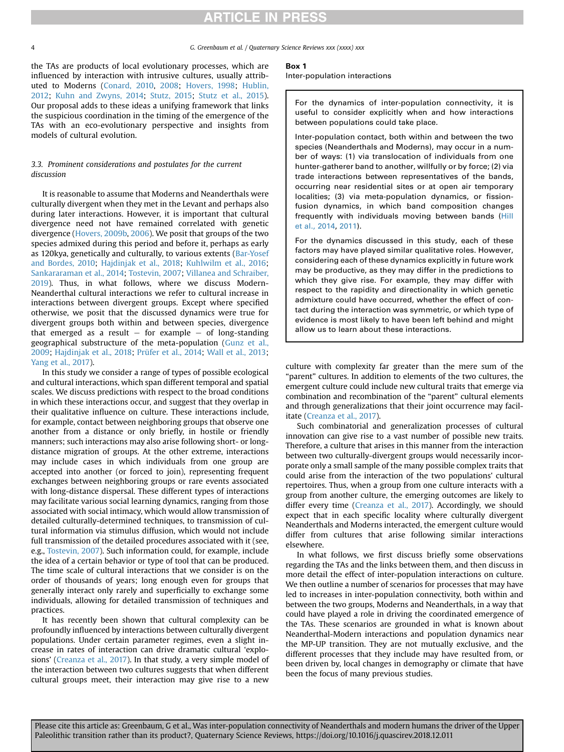the TAs are products of local evolutionary processes, which are influenced by interaction with intrusive cultures, usually attributed to Moderns (Conard, 2010, 2008; Hovers, 1998; Hublin, 2012; Kuhn and Zwyns, 2014; Stutz, 2015; Stutz et al., 2015). Our proposal adds to these ideas a unifying framework that links the suspicious coordination in the timing of the emergence of the TAs with an eco-evolutionary perspective and insights from models of cultural evolution.

### 3.3. Prominent considerations and postulates for the current discussion

It is reasonable to assume that Moderns and Neanderthals were culturally divergent when they met in the Levant and perhaps also during later interactions. However, it is important that cultural divergence need not have remained correlated with genetic divergence (Hovers, 2009b, 2006). We posit that groups of the two species admixed during this period and before it, perhaps as early as 120kya, genetically and culturally, to various extents (Bar-Yosef and Bordes, 2010; Hajdinjak et al., 2018; Kuhlwilm et al., 2016; Sankararaman et al., 2014; Tostevin, 2007; Villanea and Schraiber, 2019). Thus, in what follows, where we discuss Modern-Neanderthal cultural interactions we refer to cultural increase in interactions between divergent groups. Except where specified otherwise, we posit that the discussed dynamics were true for divergent groups both within and between species, divergence that emerged as a result — for example — of long-standing geographical substructure of the meta-population (Gunz et al., 2009; Hajdinjak et al., 2018; Prüfer et al., 2014; Wall et al., 2013; Yang et al., 2017).

In this study we consider a range of types of possible ecological and cultural interactions, which span different temporal and spatial scales. We discuss predictions with respect to the broad conditions in which these interactions occur, and suggest that they overlap in their qualitative influence on culture. These interactions include, for example, contact between neighboring groups that observe one another from a distance or only briefly, in hostile or friendly manners; such interactions may also arise following short- or long-distance migration of groups. At the other extreme, interactions may include cases in which individuals from one group are accepted into another (or forced to join), representing frequent exchanges between neighboring groups or rare events associated with long-distance dispersal. These different types of interactions may facilitate various social learning dynamics, ranging from those associated with social intimacy, which would allow transmission of detailed culturally-determined techniques, to transmission of cultural information via stimulus diffusion, which would not include full transmission of the detailed procedures associated with it (see, e.g., Tostevin, 2007). Such information could, for example, include the idea of a certain behavior or type of tool that can be produced. The time scale of cultural interactions that we consider is on the order of thousands of years; long enough even for groups that generally interact only rarely and superficially to exchange some individuals, allowing for detailed transmission of techniques and practices.

It has recently been shown that cultural complexity can be profoundly influenced by interactions between culturally divergent populations. Under certain parameter regimes, even a slight increase in rates of interaction can drive dramatic cultural 'explosions' (Creanza et al., 2017). In that study, a very simple model of the interaction between two cultures suggests that when different cultural groups meet, their interaction may give rise to a new culture with complexity far greater than the mere sum of the "parent" cultures. In addition to elements of the two cultures, the emergent culture could include new cultural traits that emerge via combination and recombination of the "parent" cultural elements and through generalizations that their joint occurrence may facilitate (Creanza et al., 2017).

Such combinatorial and generalization processes of cultural innovation can give rise to a vast number of possible new traits. Therefore, a culture that arises in this manner from the interaction between two culturally-divergent groups would necessarily incorporate only a small sample of the many possible complex traits that could arise from the interaction of the two populations' cultural repertoires. Thus, when a group from one culture interacts with a group from another culture, the emerging outcomes are likely to differ every time (Creanza et al., 2017). Accordingly, we should expect that in each specific locality where culturally divergent Neanderthals and Moderns interacted, the emergent culture would differ from cultures that arise following similar interactions elsewhere.

In what follows, we first discuss briefly some observations regarding the TAs and the links between them, and then discuss in more detail the effect of inter-population interactions on culture. We then outline a number of scenarios for processes that may have led to increases in inter-population connectivity, both within and between the two groups, Moderns and Neanderthals, in a way that could have played a role in driving the coordinated emergence of the TAs. These scenarios are grounded in what is known about Neanderthal-Modern interactions and population dynamics near the MP-UP transition. They are not mutually exclusive, and the different processes that they include may have resulted from, or been driven by, local changes in demography or climate that have been the focus of many previous studies.

**Box 1**
Inter-population interactions

> For the dynamics of inter-population connectivity, it is useful to consider explicitly when and how interactions between populations could take place.
>
> Inter-population contact, both within and between the two species (Neanderthals and Moderns), may occur in a number of ways: (1) via translocation of individuals from one hunter-gatherer band to another, willfully or by force; (2) via trade interactions between representatives of the bands, occurring near residential sites or at open air temporary localities; (3) via meta-population dynamics, or fission-fusion dynamics, in which band composition changes frequently with individuals moving between bands (Hill et al., 2014, 2011).
>
> For the dynamics discussed in this study, each of these factors may have played similar qualitative roles. However, considering each of these dynamics explicitly in future work may be productive, as they may differ in the predictions to which they give rise. For example, they may differ with respect to the rapidity and directionality in which genetic admixture could have occurred, whether the effect of contact during the interaction was symmetric, or which type of evidence is most likely to have been left behind and might allow us to learn about these interactions.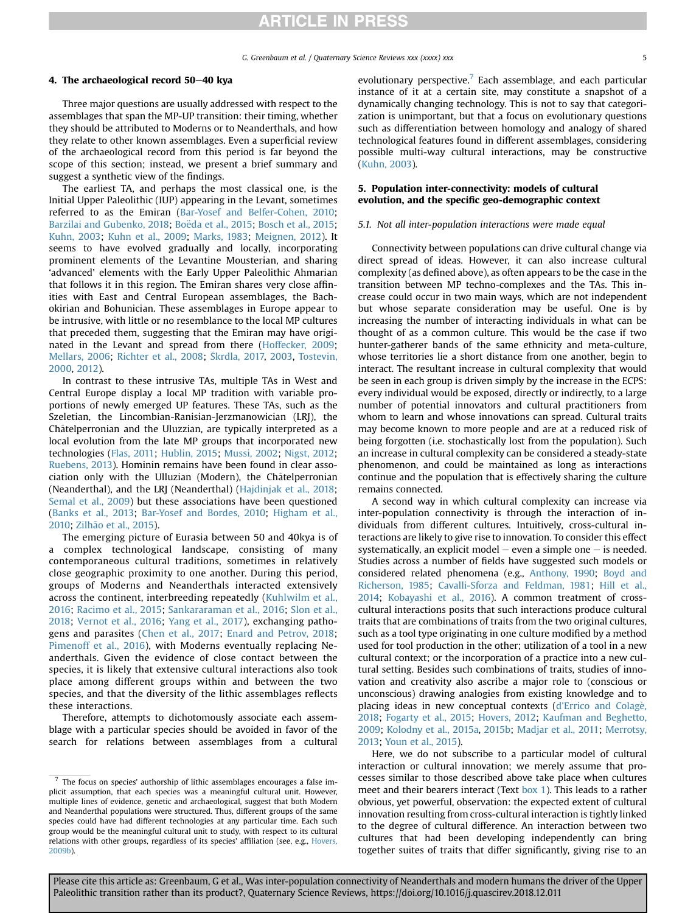## 4. The archaeological record 50–40 kya

Three major questions are usually addressed with respect to the assemblages that span the MP-UP transition: their timing, whether they should be attributed to Moderns or to Neanderthals, and how they relate to other known assemblages. Even a superficial review of the archaeological record from this period is far beyond the scope of this section; instead, we present a brief summary and suggest a synthetic view of the findings.

The earliest TA, and perhaps the most classical one, is the Initial Upper Paleolithic (IUP) appearing in the Levant, sometimes referred to as the Emiran (Bar-Yosef and Belfer-Cohen, 2010; Barzilai and Gubenko, 2018; Boëda et al., 2015; Bosch et al., 2015; Kuhn, 2003; Kuhn et al., 2009; Marks, 1983; Meignen, 2012). It seems to have evolved gradually and locally, incorporating prominent elements of the Levantine Mousterian, and sharing 'advanced' elements with the Early Upper Paleolithic Ahmarian that follows it in this region. The Emiran shares very close affinities with East and Central European assemblages, the Bachokirian and Bohunician. These assemblages in Europe appear to be intrusive, with little or no resemblance to the local MP cultures that preceded them, suggesting that the Emiran may have originated in the Levant and spread from there (Hoffecker, 2009; Mellars, 2006; Richter et al., 2008; Škrdla, 2017, 2003, Tostevin, 2000, 2012).

In contrast to these intrusive TAs, multiple TAs in West and Central Europe display a local MP tradition with variable proportions of newly emerged UP features. These TAs, such as the Szeletian, the Lincombian-Ranisian-Jerzmanowician (LRJ), the Châtelperronian and the Uluzzian, are typically interpreted as a local evolution from the late MP groups that incorporated new technologies (Flas, 2011; Hublin, 2015; Mussi, 2002; Nigst, 2012; Ruebens, 2013). Hominin remains have been found in clear association only with the Ulluzian (Modern), the Châtelperronian (Neanderthal), and the LRJ (Neanderthal) (Hajdinjak et al., 2018; Semal et al., 2009) but these associations have been questioned (Banks et al., 2013; Bar-Yosef and Bordes, 2010; Higham et al., 2010; Zilhão et al., 2015).

The emerging picture of Eurasia between 50 and 40kya is of a complex technological landscape, consisting of many contemporaneous cultural traditions, sometimes in relatively close geographic proximity to one another. During this period, groups of Moderns and Neanderthals interacted extensively across the continent, interbreeding repeatedly (Kuhlwilm et al., 2016; Racimo et al., 2015; Sankararaman et al., 2016; Slon et al., 2018; Vernot et al., 2016; Yang et al., 2017), exchanging pathogens and parasites (Chen et al., 2017; Enard and Petrov, 2018; Pimenoff et al., 2016), with Moderns eventually replacing Neanderthals. Given the evidence of close contact between the species, it is likely that extensive cultural interactions also took place among different groups within and between the two species, and that the diversity of the lithic assemblages reflects these interactions.

Therefore, attempts to dichotomously associate each assemblage with a particular species should be avoided in favor of the search for relations between assemblages from a cultural evolutionary perspective.[7] Each assemblage, and each particular instance of it at a certain site, may constitute a snapshot of a dynamically changing technology. This is not to say that categorization is unimportant, but that a focus on evolutionary questions such as differentiation between homology and analogy of shared technological features found in different assemblages, considering possible multi-way cultural interactions, may be constructive (Kuhn, 2003).

[7] The focus on species' authorship of lithic assemblages encourages a false implicit assumption, that each species was a meaningful cultural unit. However, multiple lines of evidence, genetic and archaeological, suggest that both Modern and Neanderthal populations were structured. Thus, different groups of the same species could have had different technologies at any particular time. Each such group would be the meaningful cultural unit to study, with respect to its cultural relations with other groups, regardless of its species' affiliation (see, e.g., Hovers, 2009b).

## 5. Population inter-connectivity: models of cultural evolution, and the specific geo-demographic context

### 5.1. Not all inter-population interactions were made equal

Connectivity between populations can drive cultural change via direct spread of ideas. However, it can also increase cultural complexity (as defined above), as often appears to be the case in the transition between MP techno-complexes and the TAs. This increase could occur in two main ways, which are not independent but whose separate consideration may be useful. One is by increasing the number of interacting individuals in what can be thought of as a common culture. This would be the case if two hunter-gatherer bands of the same ethnicity and meta-culture, whose territories lie a short distance from one another, begin to interact. The resultant increase in cultural complexity that would be seen in each group is driven simply by the increase in the ECPS: every individual would be exposed, directly or indirectly, to a large number of potential innovators and cultural practitioners from whom to learn and whose innovations can spread. Cultural traits may become known to more people and are at a reduced risk of being forgotten (i.e. stochastically lost from the population). Such an increase in cultural complexity can be considered a steady-state phenomenon, and could be maintained as long as interactions continue and the population that is effectively sharing the culture remains connected.

A second way in which cultural complexity can increase via inter-population connectivity is through the interaction of individuals from different cultures. Intuitively, cross-cultural interactions are likely to give rise to innovation. To consider this effect systematically, an explicit model — even a simple one — is needed. Studies across a number of fields have suggested such models or considered related phenomena (e.g., Anthony, 1990; Boyd and Richerson, 1985; Cavalli-Sforza and Feldman, 1981; Hill et al., 2014; Kobayashi et al., 2016). A common treatment of cross-cultural interactions posits that such interactions produce cultural traits that are combinations of traits from the two original cultures, such as a tool type originating in one culture modified by a method used for tool production in the other; utilization of a tool in a new cultural context; or the incorporation of a practice into a new cultural setting. Besides such combinations of traits, studies of innovation and creativity also ascribe a major role to (conscious or unconscious) drawing analogies from existing knowledge and to placing ideas in new conceptual contexts (d'Errico and Colagè, 2018; Fogarty et al., 2015; Hovers, 2012; Kaufman and Beghetto, 2009; Kolodny et al., 2015a, 2015b; Madjar et al., 2011; Merrotsy, 2013; Youn et al., 2015).

Here, we do not subscribe to a particular model of cultural interaction or cultural innovation; we merely assume that processes similar to those described above take place when cultures meet and their bearers interact (Text box 1). This leads to a rather obvious, yet powerful, observation: the expected extent of cultural innovation resulting from cross-cultural interaction is tightly linked to the degree of cultural difference. An interaction between two cultures that had been developing independently can bring together suites of traits that differ significantly, giving rise to an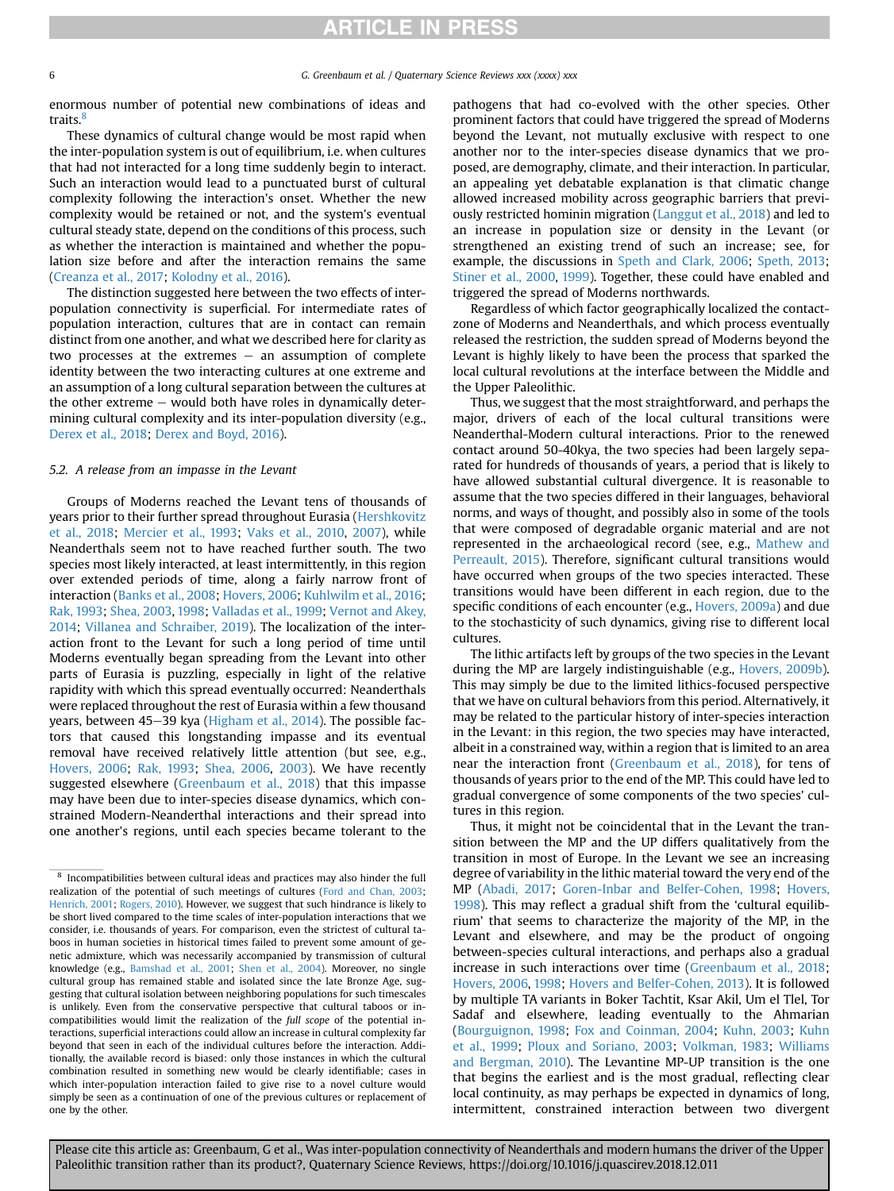enormous number of potential new combinations of ideas and traits.[8]

These dynamics of cultural change would be most rapid when the inter-population system is out of equilibrium, i.e. when cultures that had not interacted for a long time suddenly begin to interact. Such an interaction would lead to a punctuated burst of cultural complexity following the interaction's onset. Whether the new complexity would be retained or not, and the system's eventual cultural steady state, depend on the conditions of this process, such as whether the interaction is maintained and whether the population size before and after the interaction remains the same (Creanza et al., 2017; Kolodny et al., 2016).

The distinction suggested here between the two effects of inter-population connectivity is superficial. For intermediate rates of population interaction, cultures that are in contact can remain distinct from one another, and what we described here for clarity as two processes at the extremes – an assumption of complete identity between the two interacting cultures at one extreme and an assumption of a long cultural separation between the cultures at the other extreme – would both have roles in dynamically determining cultural complexity and its inter-population diversity (e.g., Derex et al., 2018; Derex and Boyd, 2016).

### 5.2. A release from an impasse in the Levant

Groups of Moderns reached the Levant tens of thousands of years prior to their further spread throughout Eurasia (Hershkovitz et al., 2018; Mercier et al., 1993; Vaks et al., 2010, 2007), while Neanderthals seem not to have reached further south. The two species most likely interacted, at least intermittently, in this region over extended periods of time, along a fairly narrow front of interaction (Banks et al., 2008; Hovers, 2006; Kuhlwilm et al., 2016; Rak, 1993; Shea, 2003, 1998; Valladas et al., 1999; Vernot and Akey, 2014; Villanea and Schraiber, 2019). The localization of the interaction front to the Levant for such a long period of time until Moderns eventually began spreading from the Levant into other parts of Eurasia is puzzling, especially in light of the relative rapidity with which this spread eventually occurred: Neanderthals were replaced throughout the rest of Eurasia within a few thousand years, between 45–39 kya (Higham et al., 2014). The possible factors that caused this longstanding impasse and its eventual removal have received relatively little attention (but see, e.g., Hovers, 2006; Rak, 1993; Shea, 2006, 2003). We have recently suggested elsewhere (Greenbaum et al., 2018) that this impasse may have been due to inter-species disease dynamics, which constrained Modern-Neanderthal interactions and their spread into one another's regions, until each species became tolerant to the pathogens that had co-evolved with the other species. Other prominent factors that could have triggered the spread of Moderns beyond the Levant, not mutually exclusive with respect to one another nor to the inter-species disease dynamics that we proposed, are demography, climate, and their interaction. In particular, an appealing yet debatable explanation is that climatic change allowed increased mobility across geographic barriers that previously restricted hominin migration (Langgut et al., 2018) and led to an increase in population size or density in the Levant (or strengthened an existing trend of such an increase; see, for example, the discussions in Speth and Clark, 2006; Speth, 2013; Stiner et al., 2000, 1999). Together, these could have enabled and triggered the spread of Moderns northwards.

Regardless of which factor geographically localized the contact-zone of Moderns and Neanderthals, and which process eventually released the restriction, the sudden spread of Moderns beyond the Levant is highly likely to have been the process that sparked the local cultural revolutions at the interface between the Middle and the Upper Paleolithic.

Thus, we suggest that the most straightforward, and perhaps the major, drivers of each of the local cultural transitions were Neanderthal-Modern cultural interactions. Prior to the renewed contact around 50-40kya, the two species had been largely separated for hundreds of thousands of years, a period that is likely to have allowed substantial cultural divergence. It is reasonable to assume that the two species differed in their languages, behavioral norms, and ways of thought, and possibly also in some of the tools that were composed of degradable organic material and are not represented in the archaeological record (see, e.g., Mathew and Perreault, 2015). Therefore, significant cultural transitions would have occurred when groups of the two species interacted. These transitions would have been different in each region, due to the specific conditions of each encounter (e.g., Hovers, 2009a) and due to the stochasticity of such dynamics, giving rise to different local cultures.

The lithic artifacts left by groups of the two species in the Levant during the MP are largely indistinguishable (e.g., Hovers, 2009b). This may simply be due to the limited lithics-focused perspective that we have on cultural behaviors from this period. Alternatively, it may be related to the particular history of inter-species interaction in the Levant: in this region, the two species may have interacted, albeit in a constrained way, within a region that is limited to an area near the interaction front (Greenbaum et al., 2018), for tens of thousands of years prior to the end of the MP. This could have led to gradual convergence of some components of the two species' cultures in this region.

Thus, it might not be coincidental that in the Levant the transition between the MP and the UP differs qualitatively from the transition in most of Europe. In the Levant we see an increasing degree of variability in the lithic material toward the very end of the MP (Abadi, 2017; Goren-Inbar and Belfer-Cohen, 1998; Hovers, 1998). This may reflect a gradual shift from the 'cultural equilibrium' that seems to characterize the majority of the MP, in the Levant and elsewhere, and may be the product of ongoing between-species cultural interactions, and perhaps also a gradual increase in such interactions over time (Greenbaum et al., 2018; Hovers, 2006, 1998; Hovers and Belfer-Cohen, 2013). It is followed by multiple TA variants in Boker Tachtit, Ksar Akil, Um el Tlel, Tor Sadaf and elsewhere, leading eventually to the Ahmarian (Bourguignon, 1998; Fox and Coinman, 2004; Kuhn, 2003; Kuhn et al., 1999; Ploux and Soriano, 2003; Volkman, 1983; Williams and Bergman, 2010). The Levantine MP-UP transition is the one that begins the earliest and is the most gradual, reflecting clear local continuity, as may perhaps be expected in dynamics of long, intermittent, constrained interaction between two divergent

[8] Incompatibilities between cultural ideas and practices may also hinder the full realization of the potential of such meetings of cultures (Ford and Chan, 2003; Henrich, 2001; Rogers, 2010). However, we suggest that such hindrance is likely to be short lived compared to the time scales of inter-population interactions that we consider, i.e. thousands of years. For comparison, even the strictest of cultural taboos in human societies in historical times failed to prevent some amount of genetic admixture, which was necessarily accompanied by transmission of cultural knowledge (e.g., Bamshad et al., 2001; Shen et al., 2004). Moreover, no single cultural group has remained stable and isolated since the late Bronze Age, suggesting that cultural isolation between neighboring populations for such timescales is unlikely. Even from the conservative perspective that cultural taboos or incompatibilities would limit the realization of the *full scope* of the potential interactions, superficial interactions could allow an increase in cultural complexity far beyond that seen in each of the individual cultures before the interaction. Additionally, the available record is biased: only those instances in which the cultural combination resulted in something new would be clearly identifiable; cases in which inter-population interaction failed to give rise to a novel culture would simply be seen as a continuation of one of the previous cultures or replacement of one by the other.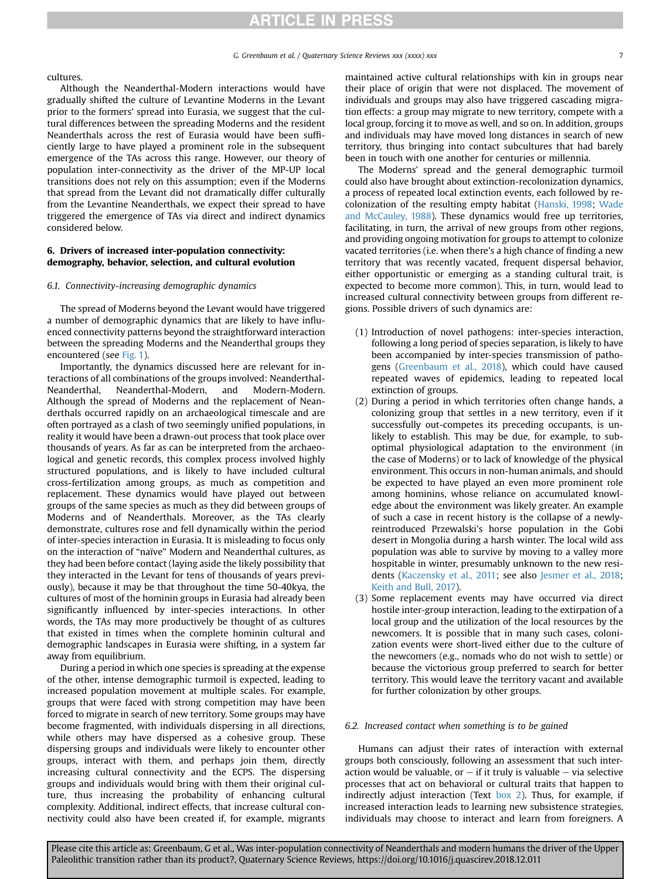cultures.

Although the Neanderthal-Modern interactions would have gradually shifted the culture of Levantine Moderns in the Levant prior to the formers' spread into Eurasia, we suggest that the cultural differences between the spreading Moderns and the resident Neanderthals across the rest of Eurasia would have been sufficiently large to have played a prominent role in the subsequent emergence of the TAs across this range. However, our theory of population inter-connectivity as the driver of the MP-UP local transitions does not rely on this assumption; even if the Moderns that spread from the Levant did not dramatically differ culturally from the Levantine Neanderthals, we expect their spread to have triggered the emergence of TAs via direct and indirect dynamics considered below.

## 6. Drivers of increased inter-population connectivity: demography, behavior, selection, and cultural evolution

### 6.1. Connectivity-increasing demographic dynamics

The spread of Moderns beyond the Levant would have triggered a number of demographic dynamics that are likely to have influenced connectivity patterns beyond the straightforward interaction between the spreading Moderns and the Neanderthal groups they encountered (see Fig. 1).

Importantly, the dynamics discussed here are relevant for interactions of all combinations of the groups involved: Neanderthal-Neanderthal, Neanderthal-Modern, and Modern-Modern. Although the spread of Moderns and the replacement of Neanderthals occurred rapidly on an archaeological timescale and are often portrayed as a clash of two seemingly unified populations, in reality it would have been a drawn-out process that took place over thousands of years. As far as can be interpreted from the archaeological and genetic records, this complex process involved highly structured populations, and is likely to have included cultural cross-fertilization among groups, as much as competition and replacement. These dynamics would have played out between groups of the same species as much as they did between groups of Moderns and of Neanderthals. Moreover, as the TAs clearly demonstrate, cultures rose and fell dynamically within the period of inter-species interaction in Eurasia. It is misleading to focus only on the interaction of "naïve" Modern and Neanderthal cultures, as they had been before contact (laying aside the likely possibility that they interacted in the Levant for tens of thousands of years previously), because it may be that throughout the time 50-40kya, the cultures of most of the hominin groups in Eurasia had already been significantly influenced by inter-species interactions. In other words, the TAs may more productively be thought of as cultures that existed in times when the complete hominin cultural and demographic landscapes in Eurasia were shifting, in a system far away from equilibrium.

During a period in which one species is spreading at the expense of the other, intense demographic turmoil is expected, leading to increased population movement at multiple scales. For example, groups that were faced with strong competition may have been forced to migrate in search of new territory. Some groups may have become fragmented, with individuals dispersing in all directions, while others may have dispersed as a cohesive group. These dispersing groups and individuals were likely to encounter other groups, interact with them, and perhaps join them, directly increasing cultural connectivity and the ECPS. The dispersing groups and individuals would bring with them their original culture, thus increasing the probability of enhancing cultural complexity. Additional, indirect effects, that increase cultural connectivity could also have been created if, for example, migrants maintained active cultural relationships with kin in groups near their place of origin that were not displaced. The movement of individuals and groups may also have triggered cascading migration effects: a group may migrate to new territory, compete with a local group, forcing it to move as well, and so on. In addition, groups and individuals may have moved long distances in search of new territory, thus bringing into contact subcultures that had barely been in touch with one another for centuries or millennia.

The Moderns' spread and the general demographic turmoil could also have brought about extinction-recolonization dynamics, a process of repeated local extinction events, each followed by recolonization of the resulting empty habitat (Hanski, 1998; Wade and McCauley, 1988). These dynamics would free up territories, facilitating, in turn, the arrival of new groups from other regions, and providing ongoing motivation for groups to attempt to colonize vacated territories (i.e. when there's a high chance of finding a new territory that was recently vacated, frequent dispersal behavior, either opportunistic or emerging as a standing cultural trait, is expected to become more common). This, in turn, would lead to increased cultural connectivity between groups from different regions. Possible drivers of such dynamics are:

(1) Introduction of novel pathogens: inter-species interaction, following a long period of species separation, is likely to have been accompanied by inter-species transmission of pathogens (Greenbaum et al., 2018), which could have caused repeated waves of epidemics, leading to repeated local extinction of groups.

(2) During a period in which territories often change hands, a colonizing group that settles in a new territory, even if it successfully out-competes its preceding occupants, is unlikely to establish. This may be due, for example, to suboptimal physiological adaptation to the environment (in the case of Moderns) or to lack of knowledge of the physical environment. This occurs in non-human animals, and should be expected to have played an even more prominent role among hominins, whose reliance on accumulated knowledge about the environment was likely greater. An example of such a case in recent history is the collapse of a newly-reintroduced Przewalski's horse population in the Gobi desert in Mongolia during a harsh winter. The local wild ass population was able to survive by moving to a valley more hospitable in winter, presumably unknown to the new residents (Kaczensky et al., 2011; see also Jesmer et al., 2018; Keith and Bull, 2017).

(3) Some replacement events may have occurred via direct hostile inter-group interaction, leading to the extirpation of a local group and the utilization of the local resources by the newcomers. It is possible that in many such cases, colonization events were short-lived either due to the culture of the newcomers (e.g., nomads who do not wish to settle) or because the victorious group preferred to search for better territory. This would leave the territory vacant and available for further colonization by other groups.

### 6.2. Increased contact when something is to be gained

Humans can adjust their rates of interaction with external groups both consciously, following an assessment that such interaction would be valuable, or − if it truly is valuable − via selective processes that act on behavioral or cultural traits that happen to indirectly adjust interaction (Text box 2). Thus, for example, if increased interaction leads to learning new subsistence strategies, individuals may choose to interact and learn from foreigners. A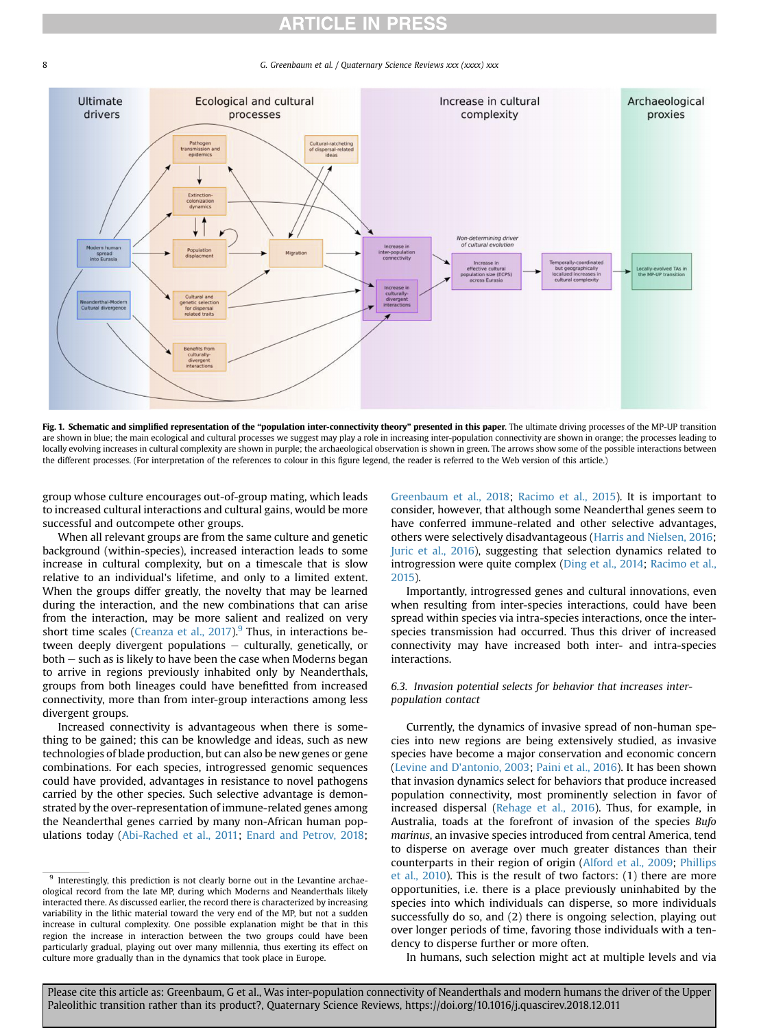Ultimate drivers

Ecological and cultural processes

Increase in cultural complexity

Archaeological proxies

Pathogen transmission and epidemics

Cultural-ratcheting of dispersal-related ideas

Extinction-colonization dynamics

Modern human spread into Eurasia

Population displacement

Migration

Increase in inter-population connectivity

Non-determining driver of cultural evolution

Increase in effective cultural population size (ECPS) across Eurasia

Temporally-coordinated but geographically localized increases in cultural complexity

Locally-evolved TAs in the MP-UP transition

Neanderthal-Modern Cultural divergence

Cultural and genetic selection for dispersal related traits

Increase in culturally-divergent interactions

Benefits from culturally-divergent interactions

**Fig. 1. Schematic and simplified representation of the "population inter-connectivity theory" presented in this paper**. The ultimate driving processes of the MP-UP transition are shown in blue; the main ecological and cultural processes we suggest may play a role in increasing inter-population connectivity are shown in orange; the processes leading to locally evolving increases in cultural complexity are shown in purple; the archaeological observation is shown in green. The arrows show some of the possible interactions between the different processes. (For interpretation of the references to colour in this figure legend, the reader is referred to the Web version of this article.)

group whose culture encourages out-of-group mating, which leads to increased cultural interactions and cultural gains, would be more successful and outcompete other groups.

When all relevant groups are from the same culture and genetic background (within-species), increased interaction leads to some increase in cultural complexity, but on a timescale that is slow relative to an individual's lifetime, and only to a limited extent. When the groups differ greatly, the novelty that may be learned during the interaction, and the new combinations that can arise from the interaction, may be more salient and realized on very short time scales (Creanza et al., 2017).[9] Thus, in interactions between deeply divergent populations — culturally, genetically, or both — such as is likely to have been the case when Moderns began to arrive in regions previously inhabited only by Neanderthals, groups from both lineages could have benefitted from increased connectivity, more than from inter-group interactions among less divergent groups.

Increased connectivity is advantageous when there is something to be gained; this can be knowledge and ideas, such as new technologies of blade production, but can also be new genes or gene combinations. For each species, introgressed genomic sequences could have provided, advantages in resistance to novel pathogens carried by the other species. Such selective advantage is demonstrated by the over-representation of immune-related genes among the Neanderthal genes carried by many non-African human populations today (Abi-Rached et al., 2011; Enard and Petrov, 2018; Greenbaum et al., 2018; Racimo et al., 2015). It is important to consider, however, that although some Neanderthal genes seem to have conferred immune-related and other selective advantages, others were selectively disadvantageous (Harris and Nielsen, 2016; Juric et al., 2016), suggesting that selection dynamics related to introgression were quite complex (Ding et al., 2014; Racimo et al., 2015).

Importantly, introgressed genes and cultural innovations, even when resulting from inter-species interactions, could have been spread within species via intra-species interactions, once the inter-species transmission had occurred. Thus this driver of increased connectivity may have increased both inter- and intra-species interactions.

### 6.3. Invasion potential selects for behavior that increases inter-population contact

Currently, the dynamics of invasive spread of non-human species into new regions are being extensively studied, as invasive species have become a major conservation and economic concern (Levine and D'antonio, 2003; Paini et al., 2016). It has been shown that invasion dynamics select for behaviors that produce increased population connectivity, most prominently selection in favor of increased dispersal (Rehage et al., 2016). Thus, for example, in Australia, toads at the forefront of invasion of the species *Bufo marinus*, an invasive species introduced from central America, tend to disperse on average over much greater distances than their counterparts in their region of origin (Alford et al., 2009; Phillips et al., 2010). This is the result of two factors: (1) there are more opportunities, i.e. there is a place previously uninhabited by the species into which individuals can disperse, so more individuals successfully do so, and (2) there is ongoing selection, playing out over longer periods of time, favoring those individuals with a tendency to disperse further or more often.

In humans, such selection might act at multiple levels and via

[9] Interestingly, this prediction is not clearly borne out in the Levantine archaeological record from the late MP, during which Moderns and Neanderthals likely interacted there. As discussed earlier, the record there is characterized by increasing variability in the lithic material toward the very end of the MP, but not a sudden increase in cultural complexity. One possible explanation might be that in this region the increase in interaction between the two groups could have been particularly gradual, playing out over many millennia, thus exerting its effect on culture more gradually than in the dynamics that took place in Europe.

Please cite this article as: Greenbaum, G et al., Was inter-population connectivity of Neanderthals and modern humans the driver of the Upper Paleolithic transition rather than its product?, Quaternary Science Reviews, https://doi.org/10.1016/j.quascirev.2018.12.011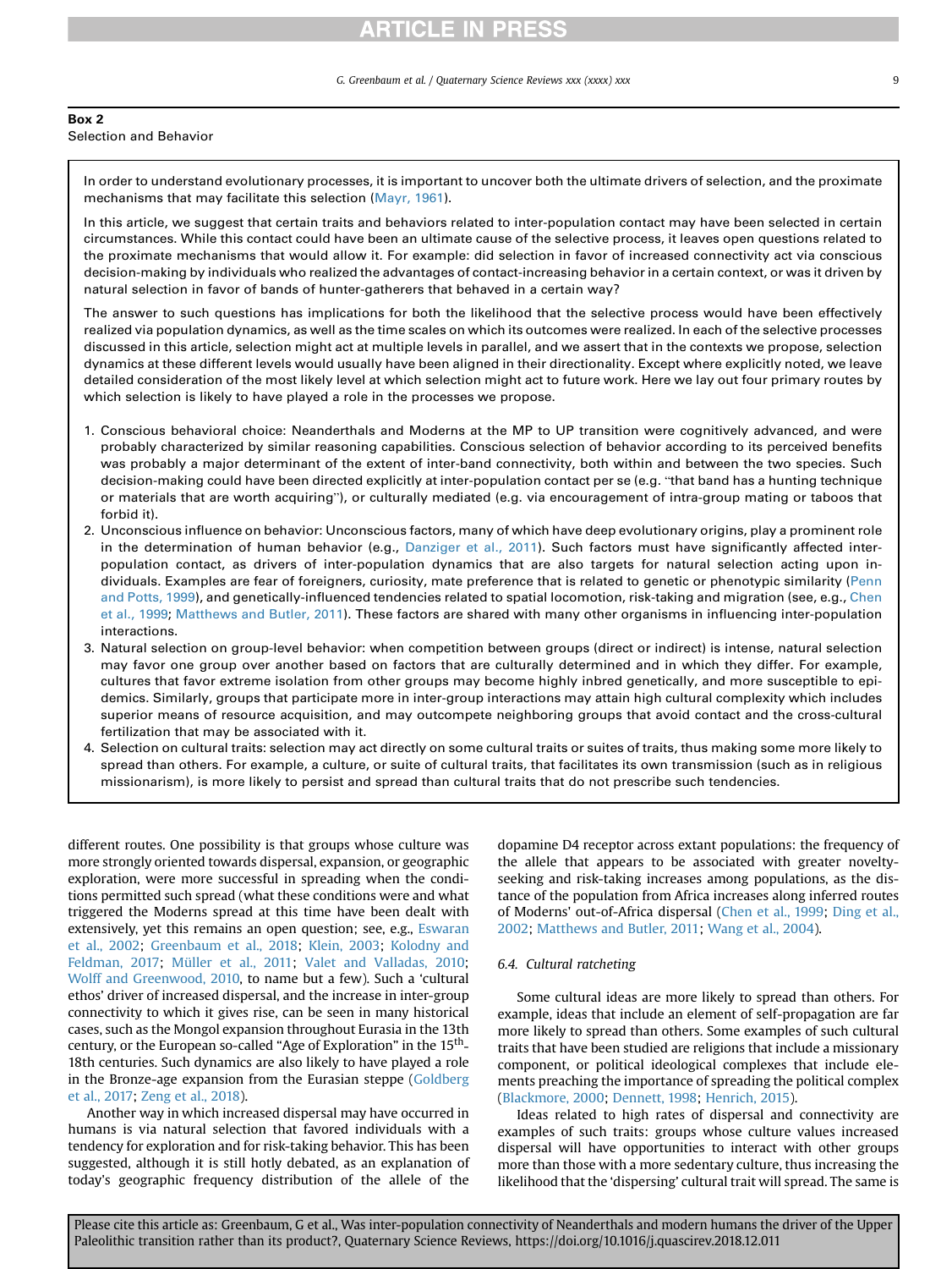**Box 2**
Selection and Behavior

In order to understand evolutionary processes, it is important to uncover both the ultimate drivers of selection, and the proximate mechanisms that may facilitate this selection (Mayr, 1961).

In this article, we suggest that certain traits and behaviors related to inter-population contact may have been selected in certain circumstances. While this contact could have been an ultimate cause of the selective process, it leaves open questions related to the proximate mechanisms that would allow it. For example: did selection in favor of increased connectivity act via conscious decision-making by individuals who realized the advantages of contact-increasing behavior in a certain context, or was it driven by natural selection in favor of bands of hunter-gatherers that behaved in a certain way?

The answer to such questions has implications for both the likelihood that the selective process would have been effectively realized via population dynamics, as well as the time scales on which its outcomes were realized. In each of the selective processes discussed in this article, selection might act at multiple levels in parallel, and we assert that in the contexts we propose, selection dynamics at these different levels would usually have been aligned in their directionality. Except where explicitly noted, we leave detailed consideration of the most likely level at which selection might act to future work. Here we lay out four primary routes by which selection is likely to have played a role in the processes we propose.

1. Conscious behavioral choice: Neanderthals and Moderns at the MP to UP transition were cognitively advanced, and were probably characterized by similar reasoning capabilities. Conscious selection of behavior according to its perceived benefits was probably a major determinant of the extent of inter-band connectivity, both within and between the two species. Such decision-making could have been directed explicitly at inter-population contact per se (e.g. "that band has a hunting technique or materials that are worth acquiring"), or culturally mediated (e.g. via encouragement of intra-group mating or taboos that forbid it).
2. Unconscious influence on behavior: Unconscious factors, many of which have deep evolutionary origins, play a prominent role in the determination of human behavior (e.g., Danziger et al., 2011). Such factors must have significantly affected inter-population contact, as drivers of inter-population dynamics that are also targets for natural selection acting upon individuals. Examples are fear of foreigners, curiosity, mate preference that is related to genetic or phenotypic similarity (Penn and Potts, 1999), and genetically-influenced tendencies related to spatial locomotion, risk-taking and migration (see, e.g., Chen et al., 1999; Matthews and Butler, 2011). These factors are shared with many other organisms in influencing inter-population interactions.
3. Natural selection on group-level behavior: when competition between groups (direct or indirect) is intense, natural selection may favor one group over another based on factors that are culturally determined and in which they differ. For example, cultures that favor extreme isolation from other groups may become highly inbred genetically, and more susceptible to epidemics. Similarly, groups that participate more in inter-group interactions may attain high cultural complexity which includes superior means of resource acquisition, and may outcompete neighboring groups that avoid contact and the cross-cultural fertilization that may be associated with it.
4. Selection on cultural traits: selection may act directly on some cultural traits or suites of traits, thus making some more likely to spread than others. For example, a culture, or suite of cultural traits, that facilitates its own transmission (such as in religious missionarism), is more likely to persist and spread than cultural traits that do not prescribe such tendencies.

different routes. One possibility is that groups whose culture was more strongly oriented towards dispersal, expansion, or geographic exploration, were more successful in spreading when the conditions permitted such spread (what these conditions were and what triggered the Moderns spread at this time have been dealt with extensively, yet this remains an open question; see, e.g., Eswaran et al., 2002; Greenbaum et al., 2018; Klein, 2003; Kolodny and Feldman, 2017; Müller et al., 2011; Valet and Valladas, 2010; Wolff and Greenwood, 2010, to name but a few). Such a 'cultural ethos' driver of increased dispersal, and the increase in inter-group connectivity to which it gives rise, can be seen in many historical cases, such as the Mongol expansion throughout Eurasia in the 13th century, or the European so-called "Age of Exploration" in the 15th-18th centuries. Such dynamics are also likely to have played a role in the Bronze-age expansion from the Eurasian steppe (Goldberg et al., 2017; Zeng et al., 2018).

Another way in which increased dispersal may have occurred in humans is via natural selection that favored individuals with a tendency for exploration and for risk-taking behavior. This has been suggested, although it is still hotly debated, as an explanation of today's geographic frequency distribution of the allele of the dopamine D4 receptor across extant populations: the frequency of the allele that appears to be associated with greater novelty-seeking and risk-taking increases among populations, as the distance of the population from Africa increases along inferred routes of Moderns' out-of-Africa dispersal (Chen et al., 1999; Ding et al., 2002; Matthews and Butler, 2011; Wang et al., 2004).

### 6.4. Cultural ratcheting

Some cultural ideas are more likely to spread than others. For example, ideas that include an element of self-propagation are far more likely to spread than others. Some examples of such cultural traits that have been studied are religions that include a missionary component, or political ideological complexes that include elements preaching the importance of spreading the political complex (Blackmore, 2000; Dennett, 1998; Henrich, 2015).

Ideas related to high rates of dispersal and connectivity are examples of such traits: groups whose culture values increased dispersal will have opportunities to interact with other groups more than those with a more sedentary culture, thus increasing the likelihood that the 'dispersing' cultural trait will spread. The same is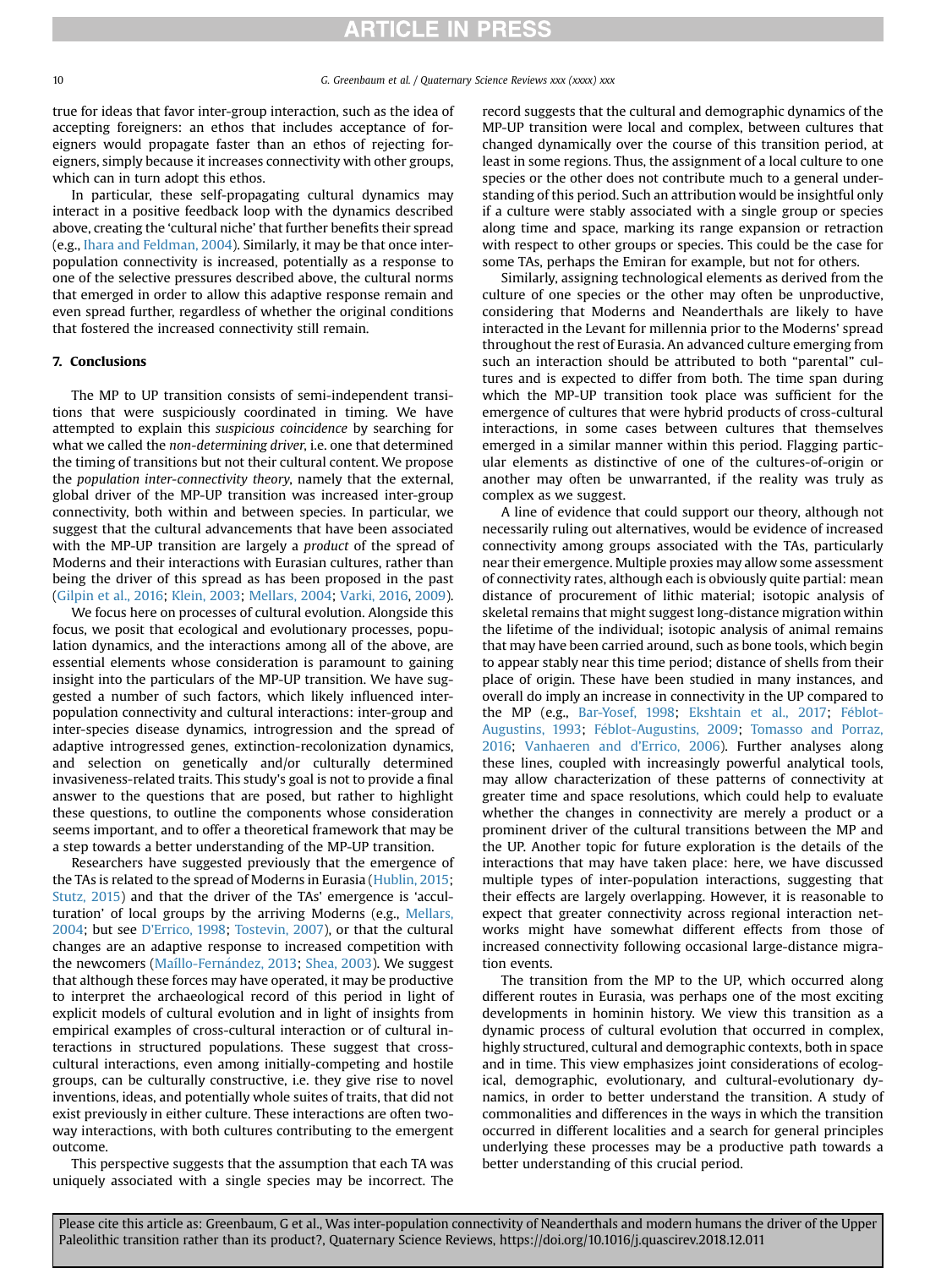true for ideas that favor inter-group interaction, such as the idea of accepting foreigners: an ethos that includes acceptance of foreigners would propagate faster than an ethos of rejecting foreigners, simply because it increases connectivity with other groups, which can in turn adopt this ethos.

In particular, these self-propagating cultural dynamics may interact in a positive feedback loop with the dynamics described above, creating the 'cultural niche' that further benefits their spread (e.g., Ihara and Feldman, 2004). Similarly, it may be that once inter-population connectivity is increased, potentially as a response to one of the selective pressures described above, the cultural norms that emerged in order to allow this adaptive response remain and even spread further, regardless of whether the original conditions that fostered the increased connectivity still remain.

## 7. Conclusions

The MP to UP transition consists of semi-independent transitions that were suspiciously coordinated in timing. We have attempted to explain this *suspicious coincidence* by searching for what we called the *non-determining driver*, i.e. one that determined the timing of transitions but not their cultural content. We propose the *population inter-connectivity theory*, namely that the external, global driver of the MP-UP transition was increased inter-group connectivity, both within and between species. In particular, we suggest that the cultural advancements that have been associated with the MP-UP transition are largely a *product* of the spread of Moderns and their interactions with Eurasian cultures, rather than being the driver of this spread as has been proposed in the past (Gilpin et al., 2016; Klein, 2003; Mellars, 2004; Varki, 2016, 2009).

We focus here on processes of cultural evolution. Alongside this focus, we posit that ecological and evolutionary processes, population dynamics, and the interactions among all of the above, are essential elements whose consideration is paramount to gaining insight into the particulars of the MP-UP transition. We have suggested a number of such factors, which likely influenced inter-population connectivity and cultural interactions: inter-group and inter-species disease dynamics, introgression and the spread of adaptive introgressed genes, extinction-recolonization dynamics, and selection on genetically and/or culturally determined invasiveness-related traits. This study's goal is not to provide a final answer to the questions that are posed, but rather to highlight these questions, to outline the components whose consideration seems important, and to offer a theoretical framework that may be a step towards a better understanding of the MP-UP transition.

Researchers have suggested previously that the emergence of the TAs is related to the spread of Moderns in Eurasia (Hublin, 2015; Stutz, 2015) and that the driver of the TAs' emergence is 'acculturation' of local groups by the arriving Moderns (e.g., Mellars, 2004; but see D'Errico, 1998; Tostevin, 2007), or that the cultural changes are an adaptive response to increased competition with the newcomers (Maíllo-Fernández, 2013; Shea, 2003). We suggest that although these forces may have operated, it may be productive to interpret the archaeological record of this period in light of explicit models of cultural evolution and in light of insights from empirical examples of cross-cultural interaction or of cultural interactions in structured populations. These suggest that cross-cultural interactions, even among initially-competing and hostile groups, can be culturally constructive, i.e. they give rise to novel inventions, ideas, and potentially whole suites of traits, that did not exist previously in either culture. These interactions are often two-way interactions, with both cultures contributing to the emergent outcome.

This perspective suggests that the assumption that each TA was uniquely associated with a single species may be incorrect. The record suggests that the cultural and demographic dynamics of the MP-UP transition were local and complex, between cultures that changed dynamically over the course of this transition period, at least in some regions. Thus, the assignment of a local culture to one species or the other does not contribute much to a general understanding of this period. Such an attribution would be insightful only if a culture were stably associated with a single group or species along time and space, marking its range expansion or retraction with respect to other groups or species. This could be the case for some TAs, perhaps the Emiran for example, but not for others.

Similarly, assigning technological elements as derived from the culture of one species or the other may often be unproductive, considering that Moderns and Neanderthals are likely to have interacted in the Levant for millennia prior to the Moderns' spread throughout the rest of Eurasia. An advanced culture emerging from such an interaction should be attributed to both "parental" cultures and is expected to differ from both. The time span during which the MP-UP transition took place was sufficient for the emergence of cultures that were hybrid products of cross-cultural interactions, in some cases between cultures that themselves emerged in a similar manner within this period. Flagging particular elements as distinctive of one of the cultures-of-origin or another may often be unwarranted, if the reality was truly as complex as we suggest.

A line of evidence that could support our theory, although not necessarily ruling out alternatives, would be evidence of increased connectivity among groups associated with the TAs, particularly near their emergence. Multiple proxies may allow some assessment of connectivity rates, although each is obviously quite partial: mean distance of procurement of lithic material; isotopic analysis of skeletal remains that might suggest long-distance migration within the lifetime of the individual; isotopic analysis of animal remains that may have been carried around, such as bone tools, which begin to appear stably near this time period; distance of shells from their place of origin. These have been studied in many instances, and overall do imply an increase in connectivity in the UP compared to the MP (e.g., Bar-Yosef, 1998; Ekshtain et al., 2017; Féblot-Augustins, 1993; Féblot-Augustins, 2009; Tomasso and Porraz, 2016; Vanhaeren and d'Errico, 2006). Further analyses along these lines, coupled with increasingly powerful analytical tools, may allow characterization of these patterns of connectivity at greater time and space resolutions, which could help to evaluate whether the changes in connectivity are merely a product or a prominent driver of the cultural transitions between the MP and the UP. Another topic for future exploration is the details of the interactions that may have taken place: here, we have discussed multiple types of inter-population interactions, suggesting that their effects are largely overlapping. However, it is reasonable to expect that greater connectivity across regional interaction networks might have somewhat different effects from those of increased connectivity following occasional large-distance migration events.

The transition from the MP to the UP, which occurred along different routes in Eurasia, was perhaps one of the most exciting developments in hominin history. We view this transition as a dynamic process of cultural evolution that occurred in complex, highly structured, cultural and demographic contexts, both in space and in time. This view emphasizes joint considerations of ecological, demographic, evolutionary, and cultural-evolutionary dynamics, in order to better understand the transition. A study of commonalities and differences in the ways in which the transition occurred in different localities and a search for general principles underlying these processes may be a productive path towards a better understanding of this crucial period.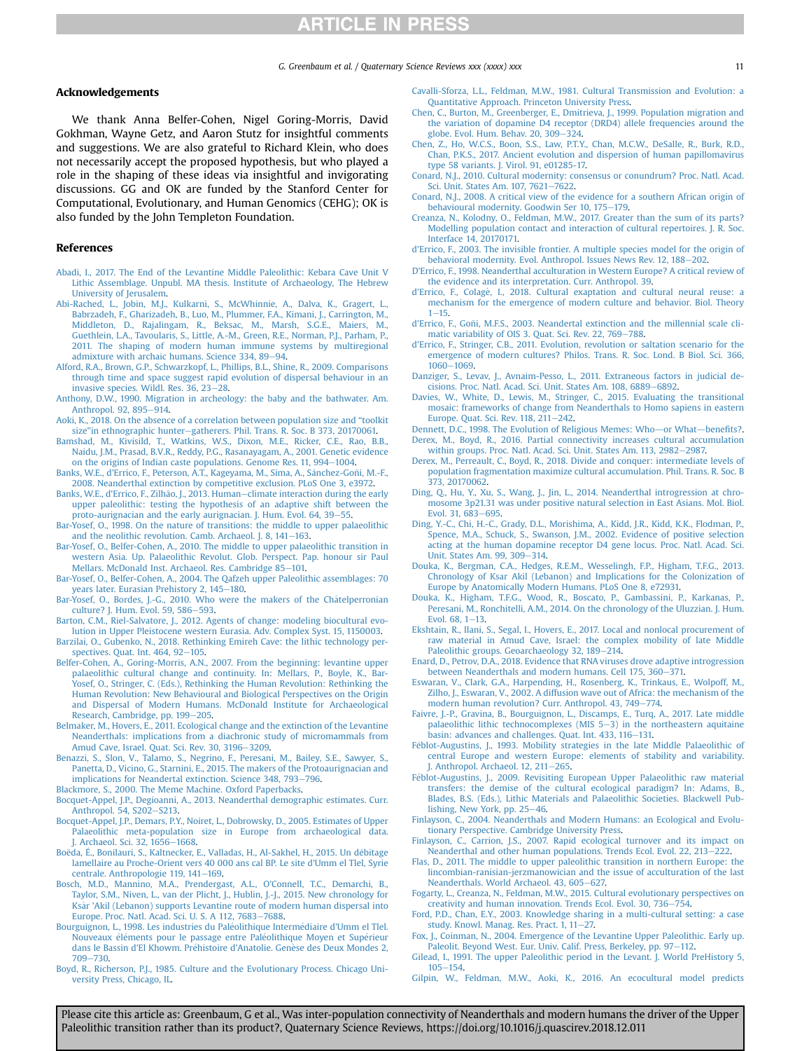## Acknowledgements

We thank Anna Belfer-Cohen, Nigel Goring-Morris, David Gokhman, Wayne Getz, and Aaron Stutz for insightful comments and suggestions. We are also grateful to Richard Klein, who does not necessarily accept the proposed hypothesis, but who played a role in the shaping of these ideas via insightful and invigorating discussions. GG and OK are funded by the Stanford Center for Computational, Evolutionary, and Human Genomics (CEHG); OK is also funded by the John Templeton Foundation.

## References

Abadi, I., 2017. The End of the Levantine Middle Paleolithic: Kebara Cave Unit V Lithic Assemblage. Unpubl. MA thesis. Institute of Archaeology, The Hebrew University of Jerusalem.

Abi-Rached, L., Jobin, M.J., Kulkarni, S., McWhinnie, A., Dalva, K., Gragert, L., Babrzadeh, F., Gharizadeh, B., Luo, M., Plummer, F.A., Kimani, J., Carrington, M., Middleton, D., Rajalingam, R., Beksac, M., Marsh, S.G.E., Maiers, M., Guethlein, L.A., Tavoularis, S., Little, A.-M., Green, R.E., Norman, P.J., Parham, P., 2011. The shaping of modern human immune systems by multiregional admixture with archaic humans. Science 334, 89–94.

Alford, R.A., Brown, G.P., Schwarzkopf, L., Phillips, B.L., Shine, R., 2009. Comparisons through time and space suggest rapid evolution of dispersal behaviour in an invasive species. Wildl. Res. 36, 23–28.

Anthony, D.W., 1990. Migration in archeology: the baby and the bathwater. Am. Anthropol. 92, 895–914.

Aoki, K., 2018. On the absence of a correlation between population size and "toolkit size"in ethnographic hunter–gatherers. Phil. Trans. R. Soc. B 373, 20170061.

Bamshad, M., Kivisild, T., Watkins, W.S., Dixon, M.E., Ricker, C.E., Rao, B.B., Naidu, J.M., Prasad, B.V.R., Reddy, P.G., Rasanayagam, A., 2001. Genetic evidence on the origins of Indian caste populations. Genome Res. 11, 994–1004.

Banks, W.E., d'Errico, F., Peterson, A.T., Kageyama, M., Sima, A., Sánchez-Goñi, M.-F., 2008. Neanderthal extinction by competitive exclusion. PLoS One 3, e3972.

Banks, W.E., d'Errico, F., Zilhão, J., 2013. Human–climate interaction during the early upper paleolithic: testing the hypothesis of an adaptive shift between the proto-aurignacian and the early aurignacian. J. Hum. Evol. 64, 39–55.

Bar-Yosef, O., 1998. On the nature of transitions: the middle to upper palaeolithic and the neolithic revolution. Camb. Archaeol. J. 8, 141–163.

Bar-Yosef, O., Belfer-Cohen, A., 2010. The middle to upper palaeolithic transition in western Asia. Up. Palaeolithic Revolut. Glob. Perspect. Pap. honour sir Paul Mellars. McDonald Inst. Archaeol. Res. Cambridge 85–101.

Bar-Yosef, O., Belfer-Cohen, A., 2004. The Qafzeh upper Paleolithic assemblages: 70 years later. Eurasian Prehistory 2, 145–180.

Bar-Yosef, O., Bordes, J.-G., 2010. Who were the makers of the Châtelperronian culture? J. Hum. Evol. 59, 586–593.

Barton, C.M., Riel-Salvatore, J., 2012. Agents of change: modeling biocultural evolution in Upper Pleistocene western Eurasia. Adv. Complex Syst. 15, 1150003.

Barzilai, O., Gubenko, N., 2018. Rethinking Emireh Cave: the lithic technology perspectives. Quat. Int. 464, 92–105.

Belfer-Cohen, A., Goring-Morris, A.N., 2007. From the beginning: levantine upper palaeolithic cultural change and continuity. In: Mellars, P., Boyle, K., Bar-Yosef, O., Stringer, C. (Eds.), Rethinking the Human Revolution: Rethinking the Human Revolution: New Behavioural and Biological Perspectives on the Origin and Dispersal of Modern Humans. McDonald Institute for Archaeological Research, Cambridge, pp. 199–205.

Belmaker, M., Hovers, E., 2011. Ecological change and the extinction of the Levantine Neanderthals: implications from a diachronic study of micromammals from Amud Cave, Israel. Quat. Sci. Rev. 30, 3196–3209.

Benazzi, S., Slon, V., Talamo, S., Negrino, F., Peresani, M., Bailey, S.E., Sawyer, S., Panetta, D., Vicino, G., Starnini, E., 2015. The makers of the Protoaurignacian and implications for Neandertal extinction. Science 348, 793–796.

Blackmore, S., 2000. The Meme Machine. Oxford Paperbacks.

Bocquet-Appel, J.P., Degioanni, A., 2013. Neanderthal demographic estimates. Curr. Anthropol. 54, S202–S213.

Bocquet-Appel, J.P., Demars, P.Y., Noiret, L., Dobrowsky, D., 2005. Estimates of Upper Palaeolithic meta-population size in Europe from archaeological data. J. Archaeol. Sci. 32, 1656–1668.

Boëda, É., Bonilauri, S., Kaltnecker, E., Valladas, H., Al-Sakhel, H., 2015. Un débitage lamellaire au Proche-Orient vers 40 000 ans cal BP. Le site d'Umm el Tlel, Syrie centrale. Anthropologie 119, 141–169.

Bosch, M.D., Mannino, M.A., Prendergast, A.L., O'Connell, T.C., Demarchi, B., Taylor, S.M., Niven, L., van der Plicht, J., Hublin, J.-J., 2015. New chronology for Ksâr 'Akil (Lebanon) supports Levantine route of modern human dispersal into Europe. Proc. Natl. Acad. Sci. U. S. A 112, 7683–7688.

Bourguignon, L., 1998. Les industries du Paléolithique Intermédiaire d'Umm el Tlel. Nouveaux éléments pour le passage entre Paléolithique Moyen et Supérieur dans le Bassin d'El Khowm. Préhistoire d'Anatolie. Genèse des Deux Mondes 2, 709–730.

Boyd, R., Richerson, P.J., 1985. Culture and the Evolutionary Process. Chicago University Press, Chicago, IL.

Cavalli-Sforza, L.L., Feldman, M.W., 1981. Cultural Transmission and Evolution: a Quantitative Approach. Princeton University Press.

Chen, C., Burton, M., Greenberger, E., Dmitrieva, J., 1999. Population migration and the variation of dopamine D4 receptor (DRD4) allele frequencies around the globe. Evol. Hum. Behav. 20, 309–324.

Chen, Z., Ho, W.C.S., Boon, S.S., Law, P.T.Y., Chan, M.C.W., DeSalle, R., Burk, R.D., Chan, P.K.S., 2017. Ancient evolution and dispersion of human papillomavirus type 58 variants. J. Virol. 91, e01285-17.

Conard, N.J., 2010. Cultural modernity: consensus or conundrum? Proc. Natl. Acad. Sci. Unit. States Am. 107, 7621–7622.

Conard, N.J., 2008. A critical view of the evidence for a southern African origin of behavioural modernity. Goodwin Ser 10, 175–179.

Creanza, N., Kolodny, O., Feldman, M.W., 2017. Greater than the sum of its parts? Modelling population contact and interaction of cultural repertoires. J. R. Soc. Interface 14, 20170171.

d'Errico, F., 2003. The invisible frontier. A multiple species model for the origin of behavioral modernity. Evol. Anthropol. Issues News Rev. 12, 188–202.

D'Errico, F., 1998. Neanderthal acculturation in Western Europe? A critical review of the evidence and its interpretation. Curr. Anthropol. 39.

d'Errico, F., Colagè, I., 2018. Cultural exaptation and cultural neural reuse: a mechanism for the emergence of modern culture and behavior. Biol. Theory 1–15.

d'Errico, F., Goñi, M.F.S., 2003. Neandertal extinction and the millennial scale climatic variability of OIS 3. Quat. Sci. Rev. 22, 769–788.

d'Errico, F., Stringer, C.B., 2011. Evolution, revolution or saltation scenario for the emergence of modern cultures? Philos. Trans. R. Soc. Lond. B Biol. Sci. 366, 1060–1069.

Danziger, S., Levav, J., Avnaim-Pesso, L., 2011. Extraneous factors in judicial decisions. Proc. Natl. Acad. Sci. Unit. States Am. 108, 6889–6892.

Davies, W., White, D., Lewis, M., Stringer, C., 2015. Evaluating the transitional mosaic: frameworks of change from Neanderthals to Homo sapiens in eastern Europe. Quat. Sci. Rev. 118, 211–242.

Dennett, D.C., 1998. The Evolution of Religious Memes: Who—or What—benefits?.

Derex, M., Boyd, R., 2016. Partial connectivity increases cultural accumulation within groups. Proc. Natl. Acad. Sci. Unit. States Am. 113, 2982–2987.

Derex, M., Perreault, C., Boyd, R., 2018. Divide and conquer: intermediate levels of population fragmentation maximize cultural accumulation. Phil. Trans. R. Soc. B 373, 20170062.

Ding, Q., Hu, Y., Xu, S., Wang, J., Jin, L., 2014. Neanderthal introgression at chromosome 3p21.31 was under positive natural selection in East Asians. Mol. Biol. Evol. 31, 683–695.

Ding, Y.-C., Chi, H.-C., Grady, D.L., Morishima, A., Kidd, J.R., Kidd, K.K., Flodman, P., Spence, M.A., Schuck, S., Swanson, J.M., 2002. Evidence of positive selection acting at the human dopamine receptor D4 gene locus. Proc. Natl. Acad. Sci. Unit. States Am. 99, 309–314.

Douka, K., Bergman, C.A., Hedges, R.E.M., Wesselingh, F.P., Higham, T.F.G., 2013. Chronology of Ksar Akil (Lebanon) and Implications for the Colonization of Europe by Anatomically Modern Humans. PLoS One 8, e72931.

Douka, K., Higham, T.F.G., Wood, R., Boscato, P., Gambassini, P., Karkanas, P., Peresani, M., Ronchitelli, A.M., 2014. On the chronology of the Uluzzian. J. Hum. Evol. 68, 1–13.

Ekshtain, R., Ilani, S., Segal, I., Hovers, E., 2017. Local and nonlocal procurement of raw material in Amud Cave, Israel: the complex mobility of late Middle Paleolithic groups. Geoarchaeology 32, 189–214.

Enard, D., Petrov, D.A., 2018. Evidence that RNA viruses drove adaptive introgression between Neanderthals and modern humans. Cell 175, 360–371.

Eswaran, V., Clark, G.A., Harpending, H., Rosenberg, K., Trinkaus, E., Wolpoff, M., Zilho, J., Eswaran, V., 2002. A diffusion wave out of Africa: the mechanism of the modern human revolution? Curr. Anthropol. 43, 749–774.

Faivre, J.-P., Gravina, B., Bourguignon, L., Discamps, E., Turq, A., 2017. Late middle palaeolithic lithic technocomplexes (MIS 5–3) in the northeastern aquitaine basin: advances and challenges. Quat. Int. 433, 116–131.

Féblot-Augustins, J., 1993. Mobility strategies in the late Middle Palaeolithic of central Europe and western Europe: elements of stability and variability. J. Anthropol. Archaeol. 12, 211–265.

Féblot-Augustins, J., 2009. Revisiting European Upper Palaeolithic raw material transfers: the demise of the cultural ecological paradigm? In: Adams, B., Blades, B.S. (Eds.), Lithic Materials and Palaeolithic Societies. Blackwell Publishing, New York, pp. 25–46.

Finlayson, C., 2004. Neanderthals and Modern Humans: an Ecological and Evolutionary Perspective. Cambridge University Press.

Finlayson, C., Carrion, J.S., 2007. Rapid ecological turnover and its impact on Neanderthal and other human populations. Trends Ecol. Evol. 22, 213–222.

Flas, D., 2011. The middle to upper paleolithic transition in northern Europe: the lincombian-ranisian-jerzmanowician and the issue of acculturation of the last Neanderthals. World Archaeol. 43, 605–627.

Fogarty, L., Creanza, N., Feldman, M.W., 2015. Cultural evolutionary perspectives on creativity and human innovation. Trends Ecol. Evol. 30, 736–754.

Ford, P.D., Chan, E.Y., 2003. Knowledge sharing in a multi-cultural setting: a case study. Knowl. Manag. Res. Pract. 1, 11–27.

Fox, J., Coinman, N., 2004. Emergence of the Levantine Upper Paleolithic. Early up. Paleolit. Beyond West. Eur. Univ. Calif. Press, Berkeley, pp. 97–112.

Gilead, I., 1991. The upper Paleolithic period in the Levant. J. World PreHistory 5, 105–154.

Gilpin, W., Feldman, M.W., Aoki, K., 2016. An ecocultural model predicts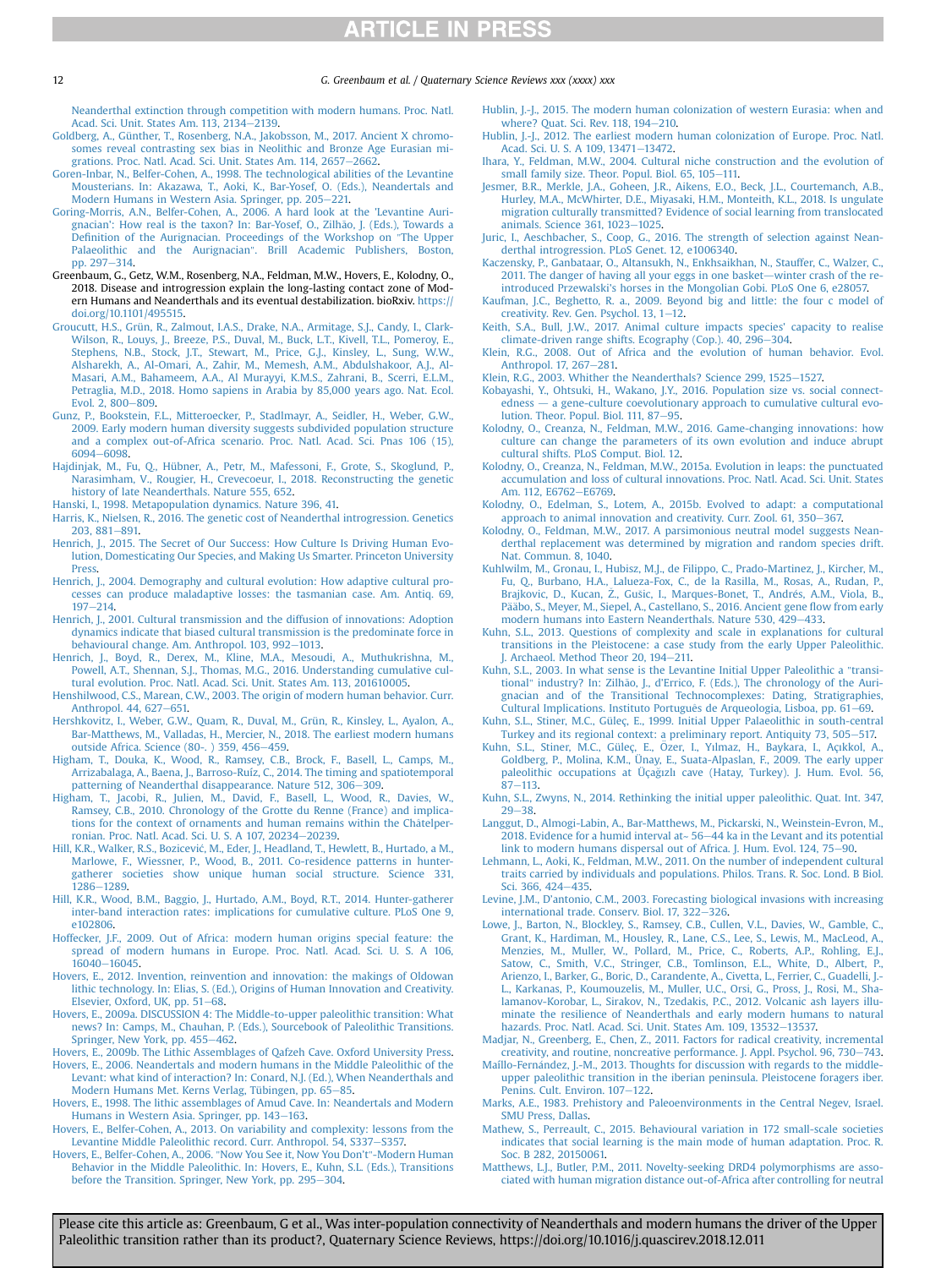Neanderthal extinction through competition with modern humans. Proc. Natl. Acad. Sci. Unit. States Am. 113, 2134–2139.

Goldberg, A., Günther, T., Rosenberg, N.A., Jakobsson, M., 2017. Ancient X chromosomes reveal contrasting sex bias in Neolithic and Bronze Age Eurasian migrations. Proc. Natl. Acad. Sci. Unit. States Am. 114, 2657–2662.

Goren-Inbar, N., Belfer-Cohen, A., 1998. The technological abilities of the Levantine Mousterians. In: Akazawa, T., Aoki, K., Bar-Yosef, O. (Eds.), Neandertals and Modern Humans in Western Asia. Springer, pp. 205–221.

Goring-Morris, A.N., Belfer-Cohen, A., 2006. A hard look at the 'Levantine Aurignacian': How real is the taxon? In: Bar-Yosef, O., Zilhão, J. (Eds.), Towards a Definition of the Aurignacian. Proceedings of the Workshop on "The Upper Palaeolithic and the Aurignacian". Brill Academic Publishers, Boston, pp. 297–314.

Greenbaum, G., Getz, W.M., Rosenberg, N.A., Feldman, M.W., Hovers, E., Kolodny, O., 2018. Disease and introgression explain the long-lasting contact zone of Modern Humans and Neanderthals and its eventual destabilization. bioRxiv. https://doi.org/10.1101/495515.

Groucutt, H.S., Grün, R., Zalmout, I.A.S., Drake, N.A., Armitage, S.J., Candy, I., Clark-Wilson, R., Louys, J., Breeze, P.S., Duval, M., Buck, L.T., Kivell, T.L., Pomeroy, E., Stephens, N.B., Stock, J.T., Stewart, M., Price, G.J., Kinsley, L., Sung, W.W., Alsharekh, A., Al-Omari, A., Zahir, M., Memesh, A.M., Abdulshakoor, A.J., Al-Masari, A.M., Bahameem, A.A., Al Murayyi, K.M.S., Zahrani, B., Scerri, E.L.M., Petraglia, M.D., 2018. Homo sapiens in Arabia by 85,000 years ago. Nat. Ecol. Evol. 2, 800–809.

Gunz, P., Bookstein, F.L., Mitteroecker, P., Stadlmayr, A., Seidler, H., Weber, G.W., 2009. Early modern human diversity suggests subdivided population structure and a complex out-of-Africa scenario. Proc. Natl. Acad. Sci. Pnas 106 (15), 6094–6098.

Hajdinjak, M., Fu, Q., Hübner, A., Petr, M., Mafessoni, F., Grote, S., Skoglund, P., Narasimham, V., Rougier, H., Crevecoeur, I., 2018. Reconstructing the genetic history of late Neanderthals. Nature 555, 652.

Hanski, I., 1998. Metapopulation dynamics. Nature 396, 41.

Harris, K., Nielsen, R., 2016. The genetic cost of Neanderthal introgression. Genetics 203, 881–891.

Henrich, J., 2015. The Secret of Our Success: How Culture Is Driving Human Evolution, Domesticating Our Species, and Making Us Smarter. Princeton University Press.

Henrich, J., 2004. Demography and cultural evolution: How adaptive cultural processes can produce maladaptive losses: the tasmanian case. Am. Antiq. 69, 197–214.

Henrich, J., 2001. Cultural transmission and the diffusion of innovations: Adoption dynamics indicate that biased cultural transmission is the predominate force in behavioural change. Am. Anthropol. 103, 992–1013.

Henrich, J., Boyd, R., Derex, M., Kline, M.A., Mesoudi, A., Muthukrishna, M., Powell, A.T., Shennan, S.J., Thomas, M.G., 2016. Understanding cumulative cultural evolution. Proc. Natl. Acad. Sci. Unit. States Am. 113, 201610005.

Henshilwood, C.S., Marean, C.W., 2003. The origin of modern human behavior. Curr. Anthropol. 44, 627–651.

Hershkovitz, I., Weber, G.W., Quam, R., Duval, M., Grün, R., Kinsley, L., Ayalon, A., Bar-Matthews, M., Valladas, H., Mercier, N., 2018. The earliest modern humans outside Africa. Science (80-. ) 359, 456–459.

Higham, T., Douka, K., Wood, R., Ramsey, C.B., Brock, F., Basell, L., Camps, M., Arrizabalaga, A., Baena, J., Barroso-Ruíz, C., 2014. The timing and spatiotemporal patterning of Neanderthal disappearance. Nature 512, 306–309.

Higham, T., Jacobi, R., Julien, M., David, F., Basell, L., Wood, R., Davies, W., Ramsey, C.B., 2010. Chronology of the Grotte du Renne (France) and implications for the context of ornaments and human remains within the Châtelperronian. Proc. Natl. Acad. Sci. U. S. A 107, 20234–20239.

Hill, K.R., Walker, R.S., Bozicević, M., Eder, J., Headland, T., Hewlett, B., Hurtado, a M., Marlowe, F., Wiessner, P., Wood, B., 2011. Co-residence patterns in hunter-gatherer societies show unique human social structure. Science 331, 1286–1289.

Hill, K.R., Wood, B.M., Baggio, J., Hurtado, A.M., Boyd, R.T., 2014. Hunter-gatherer inter-band interaction rates: implications for cumulative culture. PLoS One 9, e102806.

Hoffecker, J.F., 2009. Out of Africa: modern human origins special feature: the spread of modern humans in Europe. Proc. Natl. Acad. Sci. U. S. A 106, 16040–16045.

Hovers, E., 2012. Invention, reinvention and innovation: the makings of Oldowan lithic technology. In: Elias, S. (Ed.), Origins of Human Innovation and Creativity. Elsevier, Oxford, UK, pp. 51–68.

Hovers, E., 2009a. DISCUSSION 4: The Middle-to-upper paleolithic transition: What news? In: Camps, M., Chauhan, P. (Eds.), Sourcebook of Paleolithic Transitions. Springer, New York, pp. 455–462.

Hovers, E., 2009b. The Lithic Assemblages of Qafzeh Cave. Oxford University Press.

Hovers, E., 2006. Neandertals and modern humans in the Middle Paleolithic of the Levant: what kind of interaction? In: Conard, N.J. (Ed.), When Neanderthals and Modern Humans Met. Kerns Verlag, Tübingen, pp. 65–85.

Hovers, E., 1998. The lithic assemblages of Amud Cave. In: Neandertals and Modern Humans in Western Asia. Springer, pp. 143–163.

Hovers, E., Belfer-Cohen, A., 2013. On variability and complexity: lessons from the Levantine Middle Paleolithic record. Curr. Anthropol. 54, S337–S357.

Hovers, E., Belfer-Cohen, A., 2006. "Now You See it, Now You Don't"–Modern Human Behavior in the Middle Paleolithic. In: Hovers, E., Kuhn, S.L. (Eds.), Transitions before the Transition. Springer, New York, pp. 295–304.

Hublin, J.-J., 2015. The modern human colonization of western Eurasia: when and where? Quat. Sci. Rev. 118, 194–210.

Hublin, J.-J., 2012. The earliest modern human colonization of Europe. Proc. Natl. Acad. Sci. U. S. A 109, 13471–13472.

Ihara, Y., Feldman, M.W., 2004. Cultural niche construction and the evolution of small family size. Theor. Popul. Biol. 65, 105–111.

Jesmer, B.R., Merkle, J.A., Goheen, J.R., Aikens, E.O., Beck, J.L., Courtemanch, A.B., Hurley, M.A., McWhirter, D.E., Miyasaki, H.M., Monteith, K.L., 2018. Is ungulate migration culturally transmitted? Evidence of social learning from translocated animals. Science 361, 1023–1025.

Juric, I., Aeschbacher, S., Coop, G., 2016. The strength of selection against Neanderthal introgression. PLoS Genet. 12, e1006340.

Kaczensky, P., Ganbataar, O., Altansukh, N., Enkhsaikhan, N., Stauffer, C., Walzer, C., 2011. The danger of having all your eggs in one basket—winter crash of the re-introduced Przewalski's horses in the Mongolian Gobi. PLoS One 6, e28057.

Kaufman, J.C., Beghetto, R. a., 2009. Beyond big and little: the four c model of creativity. Rev. Gen. Psychol. 13, 1–12.

Keith, S.A., Bull, J.W., 2017. Animal culture impacts species' capacity to realise climate-driven range shifts. Ecography (Cop.). 40, 296–304.

Klein, R.G., 2008. Out of Africa and the evolution of human behavior. Evol. Anthropol. 17, 267–281.

Klein, R.G., 2003. Whither the Neanderthals? Science 299, 1525–1527.

Kobayashi, Y., Ohtsuki, H., Wakano, J.Y., 2016. Population size vs. social connectedness — a gene-culture coevolutionary approach to cumulative cultural evolution. Theor. Popul. Biol. 111, 87–95.

Kolodny, O., Creanza, N., Feldman, M.W., 2016. Game-changing innovations: how culture can change the parameters of its own evolution and induce abrupt cultural shifts. PLoS Comput. Biol. 12.

Kolodny, O., Creanza, N., Feldman, M.W., 2015a. Evolution in leaps: the punctuated accumulation and loss of cultural innovations. Proc. Natl. Acad. Sci. Unit. States Am. 112, E6762–E6769.

Kolodny, O., Edelman, S., Lotem, A., 2015b. Evolved to adapt: a computational approach to animal innovation and creativity. Curr. Zool. 61, 350–367.

Kolodny, O., Feldman, M.W., 2017. A parsimonious neutral model suggests Neanderthal replacement was determined by migration and random species drift. Nat. Commun. 8, 1040.

Kuhlwilm, M., Gronau, I., Hubisz, M.J., de Filippo, C., Prado-Martinez, J., Kircher, M., Fu, Q., Burbano, H.A., Lalueza-Fox, C., de la Rasilla, M., Rosas, A., Rudan, P., Brajkovic, D., Kucan, Z., Gusic, I., Marques-Bonet, T., Andrés, A.M., Viola, B., Pääbo, S., Meyer, M., Siepel, A., Castellano, S., 2016. Ancient gene flow from early modern humans into Eastern Neanderthals. Nature 530, 429–433.

Kuhn, S.L., 2013. Questions of complexity and scale in explanations for cultural transitions in the Pleistocene: a case study from the early Upper Paleolithic. J. Archaeol. Method Theor 20, 194–211.

Kuhn, S.L., 2003. In what sense is the Levantine Initial Upper Paleolithic a "transitional" industry? In: Zilhão, J., d'Errico, F. (Eds.), The chronology of the Aurignacian and of the Transitional Technocomplexes: Dating, Stratigraphies, Cultural Implications. Instituto Português de Arqueologia, Lisboa, pp. 61–69.

Kuhn, S.L., Stiner, M.C., Güleç, E., 1999. Initial Upper Palaeolithic in south-central Turkey and its regional context: a preliminary report. Antiquity 73, 505–517.

Kuhn, S.L., Stiner, M.C., Güleç, E., Özer, I., Yılmaz, H., Baykara, I., Açıkkol, A., Goldberg, P., Molina, K.M., Ünay, E., Suata-Alpaslan, F., 2009. The early upper paleolithic occupations at Üçağızlı cave (Hatay, Turkey). J. Hum. Evol. 56, 87–113.

Kuhn, S.L., Zwyns, N., 2014. Rethinking the initial upper paleolithic. Quat. Int. 347, 29–38.

Langgut, D., Almogi-Labin, A., Bar-Matthews, M., Pickarski, N., Weinstein-Evron, M., 2018. Evidence for a humid interval at~ 56–44 ka in the Levant and its potential link to modern humans dispersal out of Africa. J. Hum. Evol. 124, 75–90.

Lehmann, L., Aoki, K., Feldman, M.W., 2011. On the number of independent cultural traits carried by individuals and populations. Philos. Trans. R. Soc. Lond. B Biol. Sci. 366, 424–435.

Levine, J.M., D'antonio, C.M., 2003. Forecasting biological invasions with increasing international trade. Conserv. Biol. 17, 322–326.

Lowe, J., Barton, N., Blockley, S., Ramsey, C.B., Cullen, V.L., Davies, W., Gamble, C., Grant, K., Hardiman, M., Housley, R., Lane, C.S., Lee, S., Lewis, M., MacLeod, A., Menzies, M., Muller, W., Pollard, M., Price, C., Roberts, A.P., Rohling, E.J., Satow, C., Smith, V.C., Stringer, C.B., Tomlinson, E.L., White, D., Albert, P., Arienzo, I., Barker, G., Boric, D., Carandente, A., Civetta, L., Ferrier, C., Guadelli, J.-L., Karkanas, P., Koumouzelis, M., Muller, U.C., Orsi, G., Pross, J., Rosi, M., Shalamanov-Korobar, L., Sirakov, N., Tzedakis, P.C., 2012. Volcanic ash layers illuminate the resilience of Neanderthals and early modern humans to natural hazards. Proc. Natl. Acad. Sci. Unit. States Am. 109, 13532–13537.

Madjar, N., Greenberg, E., Chen, Z., 2011. Factors for radical creativity, incremental creativity, and routine, noncreative performance. J. Appl. Psychol. 96, 730–743.

Maíllo-Fernández, J.-M., 2013. Thoughts for discussion with regards to the middle-upper paleolithic transition in the iberian peninsula. Pleistocene foragers iber. Penins. Cult. Environ. 107–122.

Marks, A.E., 1983. Prehistory and Paleoenvironments in the Central Negev, Israel. SMU Press, Dallas.

Mathew, S., Perreault, C., 2015. Behavioural variation in 172 small-scale societies indicates that social learning is the main mode of human adaptation. Proc. R. Soc. B 282, 20150061.

Matthews, L.J., Butler, P.M., 2011. Novelty-seeking DRD4 polymorphisms are associated with human migration distance out-of-Africa after controlling for neutral

Please cite this article as: Greenbaum, G et al., Was inter-population connectivity of Neanderthals and modern humans the driver of the Upper Paleolithic transition rather than its product?, Quaternary Science Reviews, https://doi.org/10.1016/j.quascirev.2018.12.011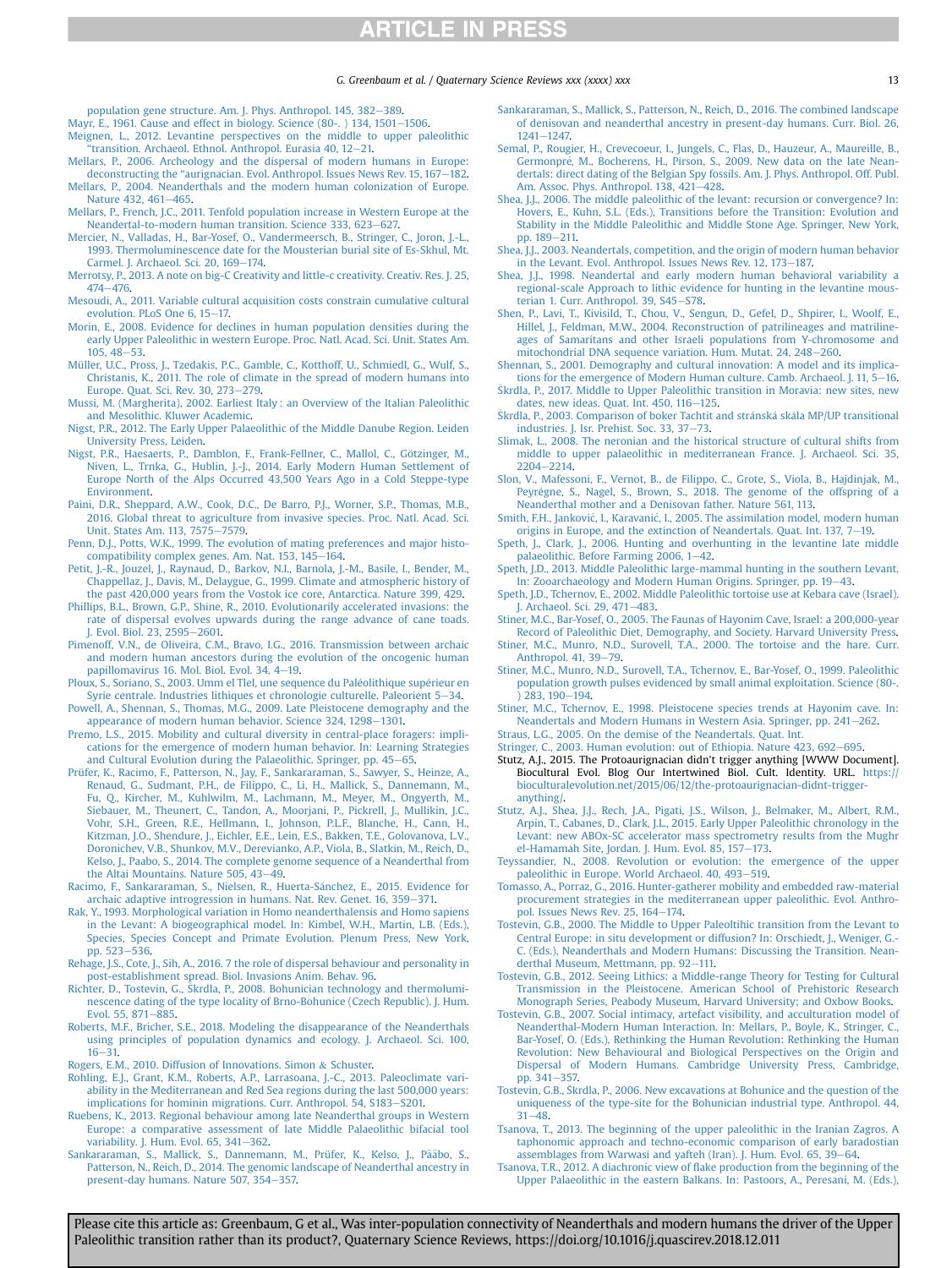population gene structure. Am. J. Phys. Anthropol. 145, 382–389.

Mayr, E., 1961. Cause and effect in biology. Science (80-. ) 134, 1501–1506.

Meignen, L., 2012. Levantine perspectives on the middle to upper paleolithic "transition. Archaeol. Ethnol. Anthropol. Eurasia 40, 12–21.

Mellars, P., 2006. Archeology and the dispersal of modern humans in Europe: deconstructing the "aurignacian. Evol. Anthropol. Issues News Rev. 15, 167–182.

Mellars, P., 2004. Neanderthals and the modern human colonization of Europe. Nature 432, 461–465.

Mellars, P., French, J.C., 2011. Tenfold population increase in Western Europe at the Neandertal-to-modern human transition. Science 333, 623–627.

Mercier, N., Valladas, H., Bar-Yosef, O., Vandermeersch, B., Stringer, C., Joron, J.-L., 1993. Thermoluminescence date for the Mousterian burial site of Es-Skhul, Mt. Carmel. J. Archaeol. Sci. 20, 169–174.

Merrotsy, P., 2013. A note on big-C Creativity and little-c creativity. Creativ. Res. J. 25, 474–476.

Mesoudi, A., 2011. Variable cultural acquisition costs constrain cumulative cultural evolution. PLoS One 6, 15–17.

Morin, E., 2008. Evidence for declines in human population densities during the early Upper Paleolithic in western Europe. Proc. Natl. Acad. Sci. Unit. States Am. 105, 48–53.

Müller, U.C., Pross, J., Tzedakis, P.C., Gamble, C., Kotthoff, U., Schmiedl, G., Wulf, S., Christanis, K., 2011. The role of climate in the spread of modern humans into Europe. Quat. Sci. Rev. 30, 273–279.

Mussi, M. (Margherita), 2002. Earliest Italy : an Overview of the Italian Paleolithic and Mesolithic. Kluwer Academic.

Nigst, P.R., 2012. The Early Upper Palaeolithic of the Middle Danube Region. Leiden University Press, Leiden.

Nigst, P.R., Haesaerts, P., Damblon, F., Frank-Fellner, C., Mallol, C., Götzinger, M., Niven, L., Trnka, G., Hublin, J.-J., 2014. Early Modern Human Settlement of Europe North of the Alps Occurred 43,500 Years Ago in a Cold Steppe-type Environment.

Paini, D.R., Sheppard, A.W., Cook, D.C., De Barro, P.J., Worner, S.P., Thomas, M.B., 2016. Global threat to agriculture from invasive species. Proc. Natl. Acad. Sci. Unit. States Am. 113, 7575–7579.

Penn, D.J., Potts, W.K., 1999. The evolution of mating preferences and major histocompatibility complex genes. Am. Nat. 153, 145–164.

Petit, J.-R., Jouzel, J., Raynaud, D., Barkov, N.I., Barnola, J.-M., Basile, I., Bender, M., Chappellaz, J., Davis, M., Delaygue, G., 1999. Climate and atmospheric history of the past 420,000 years from the Vostok ice core, Antarctica. Nature 399, 429.

Phillips, B.L., Brown, G.P., Shine, R., 2010. Evolutionarily accelerated invasions: the rate of dispersal evolves upwards during the range advance of cane toads. J. Evol. Biol. 23, 2595–2601.

Pimenoff, V.N., de Oliveira, C.M., Bravo, I.G., 2016. Transmission between archaic and modern human ancestors during the evolution of the oncogenic human papillomavirus 16. Mol. Biol. Evol. 34, 4–19.

Ploux, S., Soriano, S., 2003. Umm el Tlel, une sequence du Paléolithique supérieur en Syrie centrale. Industries lithiques et chronologie culturelle. Paleorient 5–34.

Powell, A., Shennan, S., Thomas, M.G., 2009. Late Pleistocene demography and the appearance of modern human behavior. Science 324, 1298–1301.

Premo, L.S., 2015. Mobility and cultural diversity in central-place foragers: implications for the emergence of modern human behavior. In: Learning Strategies and Cultural Evolution during the Palaeolithic. Springer, pp. 45–65.

Prüfer, K., Racimo, F., Patterson, N., Jay, F., Sankararaman, S., Sawyer, S., Heinze, A., Renaud, G., Sudmant, P.H., de Filippo, C., Li, H., Mallick, S., Dannemann, M., Fu, Q., Kircher, M., Kuhlwilm, M., Lachmann, M., Meyer, M., Ongyerth, M., Siebauer, M., Theunert, C., Tandon, A., Moorjani, P., Pickrell, J., Mullikin, J.C., Vohr, S.H., Green, R.E., Hellmann, I., Johnson, P.L.F., Blanche, H., Cann, H., Kitzman, J.O., Shendure, J., Eichler, E.E., Lein, E.S., Bakken, T.E., Golovanova, L.V., Doronichev, V.B., Shunkov, M.V., Derevianko, A.P., Viola, B., Slatkin, M., Reich, D., Kelso, J., Paabo, S., 2014. The complete genome sequence of a Neanderthal from the Altai Mountains. Nature 505, 43–49.

Racimo, F., Sankararaman, S., Nielsen, R., Huerta-Sánchez, E., 2015. Evidence for archaic adaptive introgression in humans. Nat. Rev. Genet. 16, 359–371.

Rak, Y., 1993. Morphological variation in Homo neanderthalensis and Homo sapiens in the Levant: A biogeographical model. In: Kimbel, W.H., Martin, L.B. (Eds.), Species, Species Concept and Primate Evolution. Plenum Press, New York, pp. 523–536.

Rehage, J.S., Cote, J., Sih, A., 2016. 7 the role of dispersal behaviour and personality in post-establishment spread. Biol. Invasions Anim. Behav. 96.

Richter, D., Tostevin, G., Škrdla, P., 2008. Bohunician technology and thermoluminescence dating of the type locality of Brno-Bohunice (Czech Republic). J. Hum. Evol. 55, 871–885.

Roberts, M.F., Bricher, S.E., 2018. Modeling the disappearance of the Neanderthals using principles of population dynamics and ecology. J. Archaeol. Sci. 100, 16–31.

Rogers, E.M., 2010. Diffusion of Innovations. Simon & Schuster.

Rohling, E.J., Grant, K.M., Roberts, A.P., Larrasoana, J.-C., 2013. Paleoclimate variability in the Mediterranean and Red Sea regions during the last 500,000 years: implications for hominin migrations. Curr. Anthropol. 54, S183–S201.

Ruebens, K., 2013. Regional behaviour among late Neanderthal groups in Western Europe: a comparative assessment of late Middle Palaeolithic bifacial tool variability. J. Hum. Evol. 65, 341–362.

Sankararaman, S., Mallick, S., Dannemann, M., Prüfer, K., Kelso, J., Pääbo, S., Patterson, N., Reich, D., 2014. The genomic landscape of Neanderthal ancestry in present-day humans. Nature 507, 354–357.

Sankararaman, S., Mallick, S., Patterson, N., Reich, D., 2016. The combined landscape of denisovan and neanderthal ancestry in present-day humans. Curr. Biol. 26, 1241–1247.

Semal, P., Rougier, H., Crevecoeur, I., Jungels, C., Flas, D., Hauzeur, A., Maureille, B., Germonpré, M., Bocherens, H., Pirson, S., 2009. New data on the late Neandertals: direct dating of the Belgian Spy fossils. Am. J. Phys. Anthropol. Off. Publ. Am. Assoc. Phys. Anthropol. 138, 421–428.

Shea, J.J., 2006. The middle paleolithic of the levant: recursion or convergence? In: Hovers, E., Kuhn, S.L. (Eds.), Transitions before the Transition: Evolution and Stability in the Middle Paleolithic and Middle Stone Age. Springer, New York, pp. 189–211.

Shea, J.J., 2003. Neandertals, competition, and the origin of modern human behavior in the Levant. Evol. Anthropol. Issues News Rev. 12, 173–187.

Shea, J.J., 1998. Neandertal and early modern human behavioral variability a regional-scale Approach to lithic evidence for hunting in the levantine mousterian 1. Curr. Anthropol. 39, S45–S78.

Shen, P., Lavi, T., Kivisild, T., Chou, V., Sengun, D., Gefel, D., Shpirer, I., Woolf, E., Hillel, J., Feldman, M.W., 2004. Reconstruction of patrilineages and matrilineages of Samaritans and other Israeli populations from Y-chromosome and mitochondrial DNA sequence variation. Hum. Mutat. 24, 248–260.

Shennan, S., 2001. Demography and cultural innovation: A model and its implications for the emergence of Modern Human culture. Camb. Archaeol. J. 11, 5–16.

Škrdla, P., 2017. Middle to Upper Paleolithic transition in Moravia: new sites, new dates, new ideas. Quat. Int. 450, 116–125.

Škrdla, P., 2003. Comparison of boker Tachtit and stránská skála MP/UP transitional industries. J. Isr. Prehist. Soc. 33, 37–73.

Slimak, L., 2008. The neronian and the historical structure of cultural shifts from middle to upper palaeolithic in mediterranean France. J. Archaeol. Sci. 35, 2204–2214.

Slon, V., Mafessoni, F., Vernot, B., de Filippo, C., Grote, S., Viola, B., Hajdinjak, M., Peyrégne, S., Nagel, S., Brown, S., 2018. The genome of the offspring of a Neanderthal mother and a Denisovan father. Nature 561, 113.

Smith, F.H., Janković, I., Karavanić, I., 2005. The assimilation model, modern human origins in Europe, and the extinction of Neandertals. Quat. Int. 137, 7–19.

Speth, J., Clark, J., 2006. Hunting and overhunting in the levantine late middle palaeolithic. Before Farming 2006, 1–42.

Speth, J.D., 2013. Middle Paleolithic large-mammal hunting in the southern Levant. In: Zooarchaeology and Modern Human Origins. Springer, pp. 19–43.

Speth, J.D., Tchernov, E., 2002. Middle Paleolithic tortoise use at Kebara cave (Israel). J. Archaeol. Sci. 29, 471–483.

Stiner, M.C., Bar-Yosef, O., 2005. The Faunas of Hayonim Cave, Israel: a 200,000-year Record of Paleolithic Diet, Demography, and Society. Harvard University Press.

Stiner, M.C., Munro, N.D., Surovell, T.A., 2000. The tortoise and the hare. Curr. Anthropol. 41, 39–79.

Stiner, M.C., Munro, N.D., Surovell, T.A., Tchernov, E., Bar-Yosef, O., 1999. Paleolithic population growth pulses evidenced by small animal exploitation. Science (80-. ) 283, 190–194.

Stiner, M.C., Tchernov, E., 1998. Pleistocene species trends at Hayonim cave. In: Neandertals and Modern Humans in Western Asia. Springer, pp. 241–262.

Straus, L.G., 2005. On the demise of the Neandertals. Quat. Int.

Stringer, C., 2003. Human evolution: out of Ethiopia. Nature 423, 692–695.

Stutz, A.J., 2015. The Protoaurignacian didn't trigger anything [WWW Document]. Biocultural Evol. Blog Our Intertwined Biol. Cult. Identity. URL. https://bioculturalevolution.net/2015/06/12/the-protoaurignacian-didnt-trigger-anything/.

Stutz, A.J., Shea, J.J., Rech, J.A., Pigati, J.S., Wilson, J., Belmaker, M., Albert, R.M., Arpin, T., Cabanes, D., Clark, J.L., 2015. Early Upper Paleolithic chronology in the Levant: new ABOx-SC accelerator mass spectrometry results from the Mughr el-Hamamah Site, Jordan. J. Hum. Evol. 85, 157–173.

Teyssandier, N., 2008. Revolution or evolution: the emergence of the upper paleolithic in Europe. World Archaeol. 40, 493–519.

Tomasso, A., Porraz, G., 2016. Hunter-gatherer mobility and embedded raw-material procurement strategies in the mediterranean upper paleolithic. Evol. Anthropol. Issues News Rev. 25, 164–174.

Tostevin, G.B., 2000. The Middle to Upper Paleoltihic transition from the Levant to Central Europe: in situ development or diffusion? In: Orschiedt, J., Weniger, G.-C. (Eds.), Neanderthals and Modern Humans: Discussing the Transition. Neanderthal Museum, Mettmann, pp. 92–111.

Tostevin, G.B., 2012. Seeing Lithics: a Middle-range Theory for Testing for Cultural Transmission in the Pleistocene. American School of Prehistoric Research Monograph Series, Peabody Museum, Harvard University; and Oxbow Books.

Tostevin, G.B., 2007. Social intimacy, artefact visibility, and acculturation model of Neanderthal-Modern Human Interaction. In: Mellars, P., Boyle, K., Stringer, C., Bar-Yosef, O. (Eds.), Rethinking the Human Revolution: Rethinking the Human Revolution: New Behavioural and Biological Perspectives on the Origin and Dispersal of Modern Humans. Cambridge University Press, Cambridge, pp. 341–357.

Tostevin, G.B., Škrdla, P., 2006. New excavations at Bohunice and the question of the uniqueness of the type-site for the Bohunician industrial type. Anthropol. 44, 31–48.

Tsanova, T., 2013. The beginning of the upper paleolithic in the Iranian Zagros. A taphonomic approach and techno-economic comparison of early baradostian assemblages from Warwasi and yafteh (Iran). J. Hum. Evol. 65, 39–64.

Tsanova, T.R., 2012. A diachronic view of flake production from the beginning of the Upper Palaeolithic in the eastern Balkans. In: Pastoors, A., Peresani, M. (Eds.),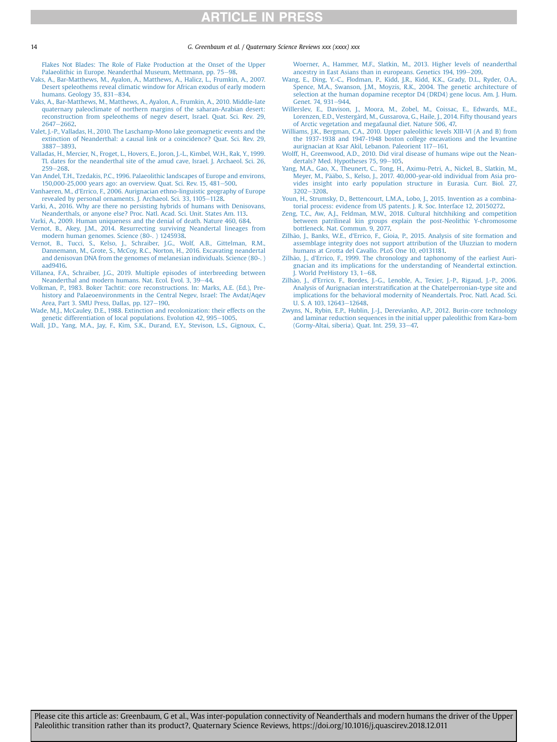Flakes Not Blades: The Role of Flake Production at the Onset of the Upper Palaeolithic in Europe. Neanderthal Museum, Mettmann, pp. 75–98.

Vaks, A., Bar-Matthews, M., Ayalon, A., Matthews, A., Halicz, L., Frumkin, A., 2007. Desert speleothems reveal climatic window for African exodus of early modern humans. Geology 35, 831–834.

Vaks, A., Bar-Matthews, M., Matthews, A., Ayalon, A., Frumkin, A., 2010. Middle-late quaternary paleoclimate of northern margins of the saharan-Arabian desert: reconstruction from speleothems of negev desert, Israel. Quat. Sci. Rev. 29, 2647–2662.

Valet, J.-P., Valladas, H., 2010. The Laschamp-Mono lake geomagnetic events and the extinction of Neanderthal: a causal link or a coincidence? Quat. Sci. Rev. 29, 3887–3893.

Valladas, H., Mercier, N., Froget, L., Hovers, E., Joron, J.-L., Kimbel, W.H., Rak, Y., 1999. TL dates for the neanderthal site of the amud cave, Israel. J. Archaeol. Sci. 26, 259–268.

Van Andel, T.H., Tzedakis, P.C., 1996. Palaeolithic landscapes of Europe and environs, 150,000-25,000 years ago: an overview. Quat. Sci. Rev. 15, 481–500.

Vanhaeren, M., d'Errico, F., 2006. Aurignacian ethno-linguistic geography of Europe revealed by personal ornaments. J. Archaeol. Sci. 33, 1105–1128.

Varki, A., 2016. Why are there no persisting hybrids of humans with Denisovans, Neanderthals, or anyone else? Proc. Natl. Acad. Sci. Unit. States Am. 113.

Varki, A., 2009. Human uniqueness and the denial of death. Nature 460, 684.

Vernot, B., Akey, J.M., 2014. Resurrecting surviving Neandertal lineages from modern human genomes. Science (80-. ) 1245938.

Vernot, B., Tucci, S., Kelso, J., Schraiber, J.G., Wolf, A.B., Gittelman, R.M., Dannemann, M., Grote, S., McCoy, R.C., Norton, H., 2016. Excavating neandertal and denisovan DNA from the genomes of melanesian individuals. Science (80-. ) aad9416.

Villanea, F.A., Schraiber, J.G., 2019. Multiple episodes of interbreeding between Neanderthal and modern humans. Nat. Ecol. Evol. 3, 39–44.

Volkman, P., 1983. Boker Tachtit: core reconstructions. In: Marks, A.E. (Ed.), Prehistory and Palaeoenvironments in the Central Negev, Israel: The Avdat/Aqev Area, Part 3. SMU Press, Dallas, pp. 127–190.

Wade, M.J., McCauley, D.E., 1988. Extinction and recolonization: their effects on the genetic differentiation of local populations. Evolution 42, 995–1005.

Wall, J.D., Yang, M.A., Jay, F., Kim, S.K., Durand, E.Y., Stevison, L.S., Gignoux, C., Woerner, A., Hammer, M.F., Slatkin, M., 2013. Higher levels of neanderthal ancestry in East Asians than in europeans. Genetics 194, 199–209.

Wang, E., Ding, Y.-C., Flodman, P., Kidd, J.R., Kidd, K.K., Grady, D.L., Ryder, O.A., Spence, M.A., Swanson, J.M., Moyzis, R.K., 2004. The genetic architecture of selection at the human dopamine receptor D4 (DRD4) gene locus. Am. J. Hum. Genet. 74, 931–944.

Willerslev, E., Davison, J., Moora, M., Zobel, M., Coissac, E., Edwards, M.E., Lorenzen, E.D., Vestergård, M., Gussarova, G., Haile, J., 2014. Fifty thousand years of Arctic vegetation and megafaunal diet. Nature 506, 47.

Williams, J.K., Bergman, C.A., 2010. Upper paleolithic levels XIII-VI (A and B) from the 1937-1938 and 1947-1948 boston college excavations and the levantine aurignacian at Ksar Akil, Lebanon. Paleorient 117–161.

Wolff, H., Greenwood, A.D., 2010. Did viral disease of humans wipe out the Neandertals? Med. Hypotheses 75, 99–105.

Yang, M.A., Gao, X., Theunert, C., Tong, H., Aximu-Petri, A., Nickel, B., Slatkin, M., Meyer, M., Pääbo, S., Kelso, J., 2017. 40,000-year-old individual from Asia provides insight into early population structure in Eurasia. Curr. Biol. 27, 3202–3208.

Youn, H., Strumsky, D., Bettencourt, L.M.A., Lobo, J., 2015. Invention as a combinatorial process: evidence from US patents. J. R. Soc. Interface 12, 20150272.

Zeng, T.C., Aw, A.J., Feldman, M.W., 2018. Cultural hitchhiking and competition between patrilineal kin groups explain the post-Neolithic Y-chromosome bottleneck. Nat. Commun. 9, 2077.

Zilhão, J., Banks, W.E., d'Errico, F., Gioia, P., 2015. Analysis of site formation and assemblage integrity does not support attribution of the Uluzzian to modern humans at Grotta del Cavallo. PLoS One 10, e0131181.

Zilhão, J., d'Errico, F., 1999. The chronology and taphonomy of the earliest Aurignacian and its implications for the understanding of Neandertal extinction. J. World PreHistory 13, 1–68.

Zilhão, J., d'Errico, F., Bordes, J.-G., Lenoble, A., Texier, J.-P., Rigaud, J.-P., 2006. Analysis of Aurignacian interstratification at the Chatelperronian-type site and implications for the behavioral modernity of Neandertals. Proc. Natl. Acad. Sci. U. S. A 103, 12643–12648.

Zwyns, N., Rybin, E.P., Hublin, J.-J., Derevianko, A.P., 2012. Burin-core technology and laminar reduction sequences in the initial upper paleolithic from Kara-bom (Gorny-Altai, siberia). Quat. Int. 259, 33–47.